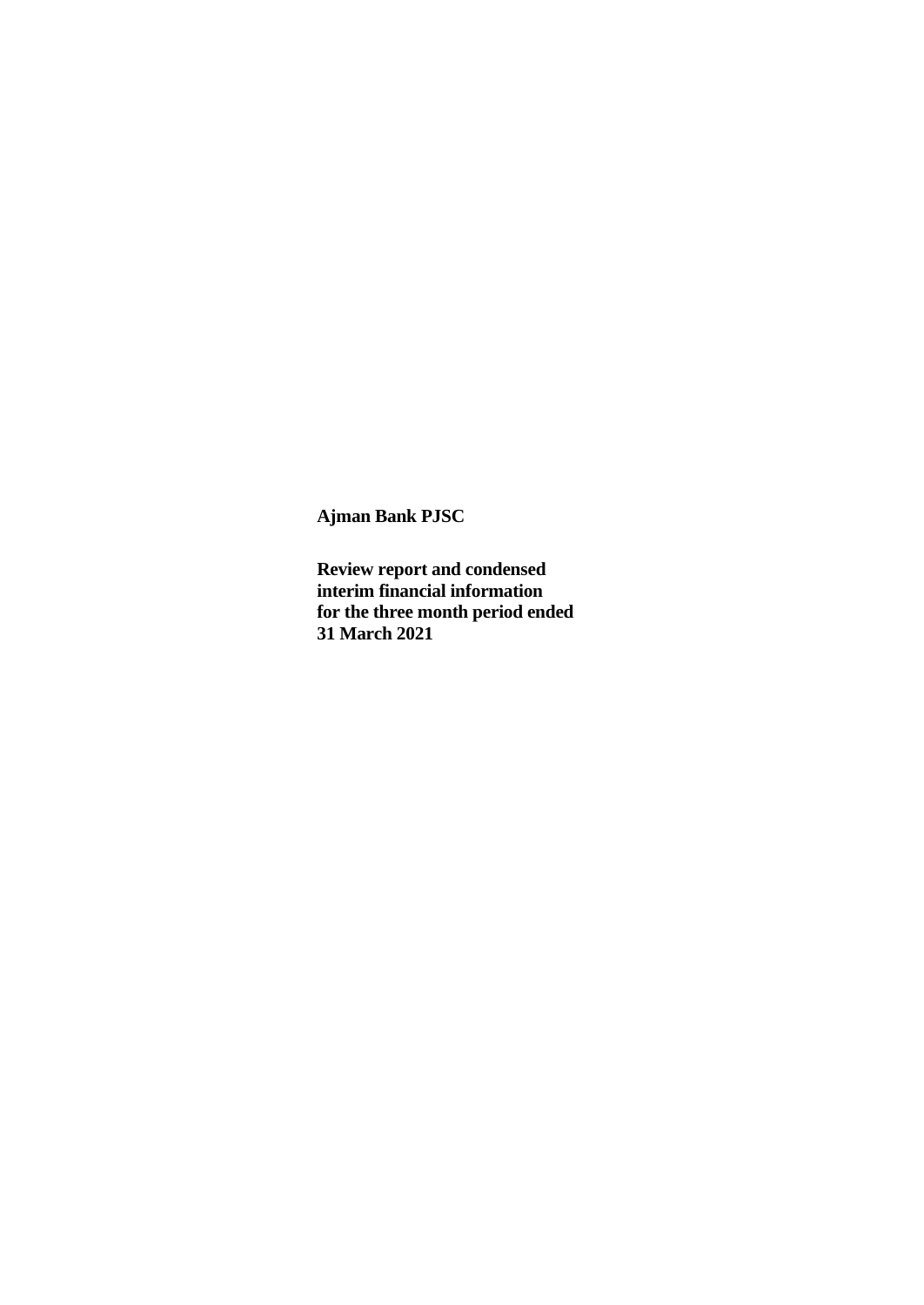**Ajman Bank PJSC**

**Review report and condensed interim financial information for the three month period ended 31 March 2021**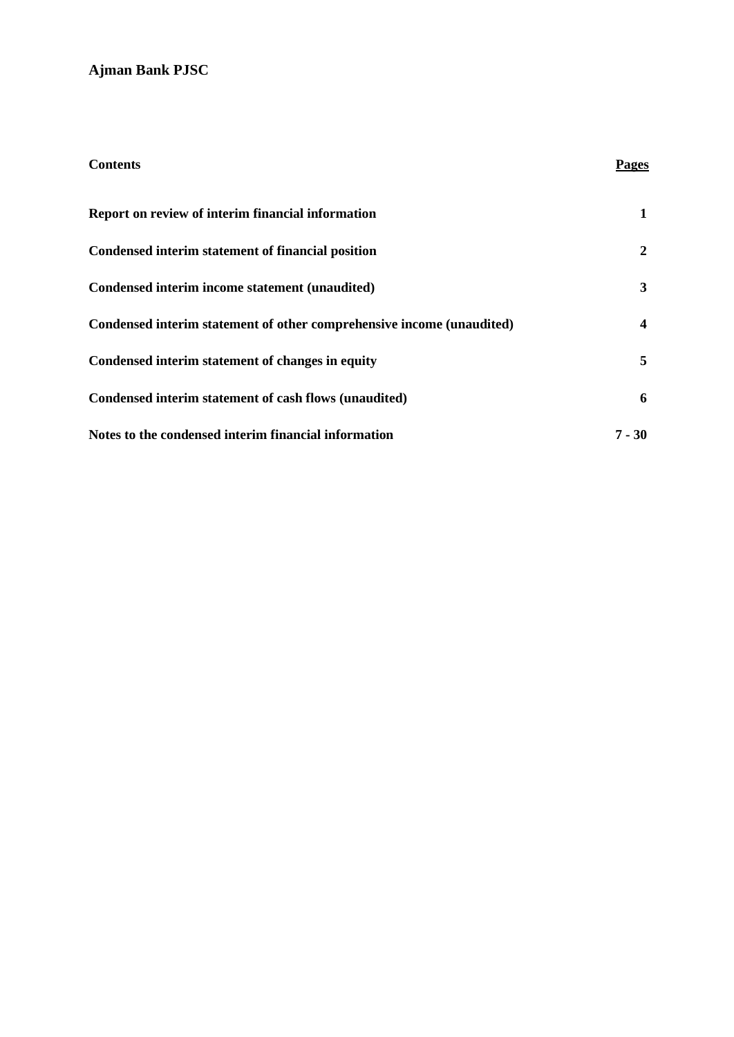**Ajman Bank PJSC**

| **Contents** | **Pages** |
| --- | --- |
| **Report on review of interim financial information** | **1** |
| **Condensed interim statement of financial position** | **2** |
| **Condensed interim income statement (unaudited)** | **3** |
| **Condensed interim statement of other comprehensive income (unaudited)** | **4** |
| **Condensed interim statement of changes in equity** | **5** |
| **Condensed interim statement of cash flows (unaudited)** | **6** |
| **Notes to the condensed interim financial information** | **7 - 30** |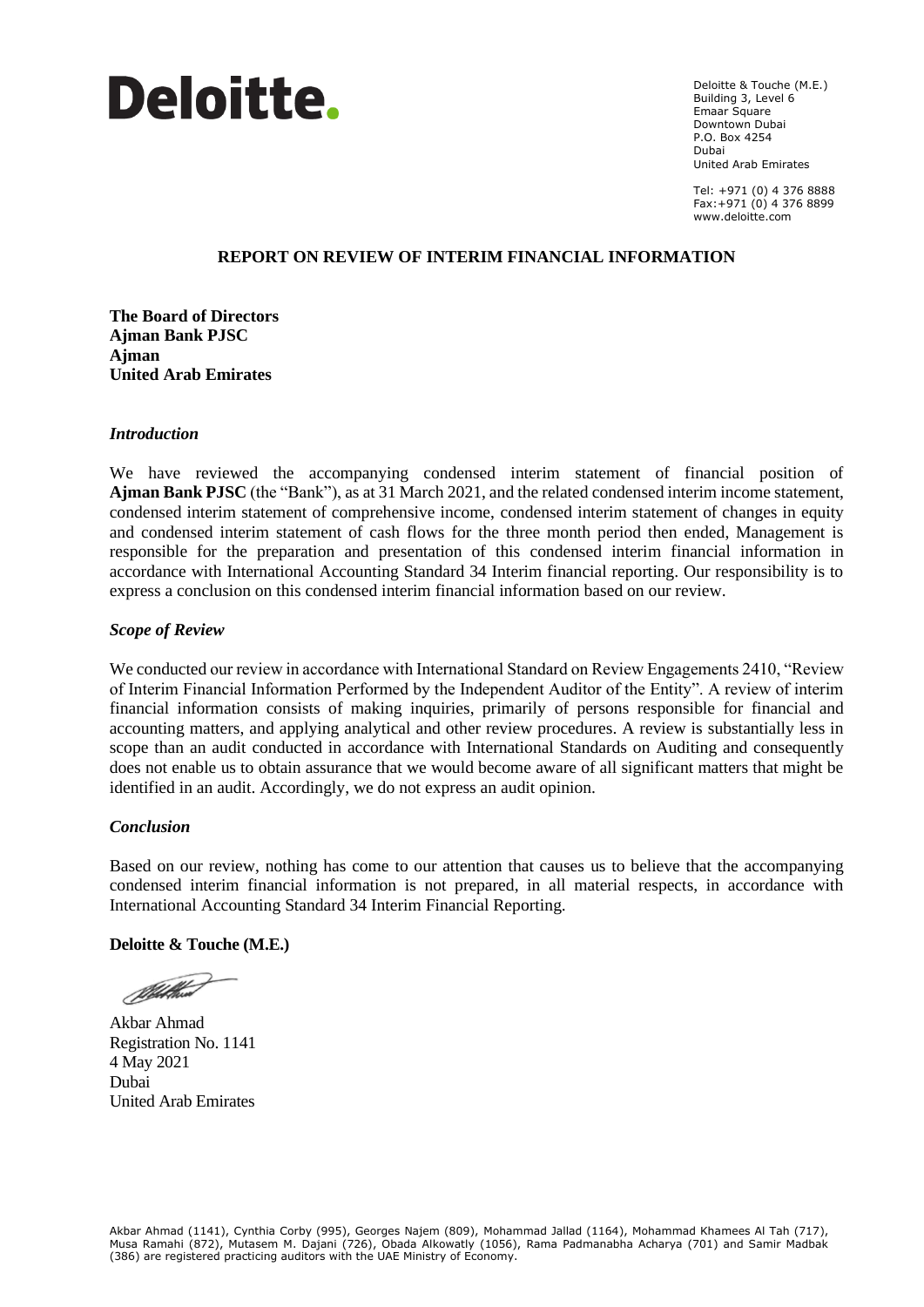# Deloitte.

Deloitte & Touche (M.E.)
Building 3, Level 6
Emaar Square
Downtown Dubai
P.O. Box 4254
Dubai
United Arab Emirates

Tel: +971 (0) 4 376 8888
Fax:+971 (0) 4 376 8899
www.deloitte.com

## REPORT ON REVIEW OF INTERIM FINANCIAL INFORMATION

**The Board of Directors**
**Ajman Bank PJSC**
**Ajman**
**United Arab Emirates**

### *Introduction*

We have reviewed the accompanying condensed interim statement of financial position of **Ajman Bank PJSC** (the "Bank"), as at 31 March 2021, and the related condensed interim income statement, condensed interim statement of comprehensive income, condensed interim statement of changes in equity and condensed interim statement of cash flows for the three month period then ended, Management is responsible for the preparation and presentation of this condensed interim financial information in accordance with International Accounting Standard 34 Interim financial reporting. Our responsibility is to express a conclusion on this condensed interim financial information based on our review.

### *Scope of Review*

We conducted our review in accordance with International Standard on Review Engagements 2410, "Review of Interim Financial Information Performed by the Independent Auditor of the Entity". A review of interim financial information consists of making inquiries, primarily of persons responsible for financial and accounting matters, and applying analytical and other review procedures. A review is substantially less in scope than an audit conducted in accordance with International Standards on Auditing and consequently does not enable us to obtain assurance that we would become aware of all significant matters that might be identified in an audit. Accordingly, we do not express an audit opinion.

### *Conclusion*

Based on our review, nothing has come to our attention that causes us to believe that the accompanying condensed interim financial information is not prepared, in all material respects, in accordance with International Accounting Standard 34 Interim Financial Reporting.

**Deloitte & Touche (M.E.)**

Akbar Ahmad
Registration No. 1141
4 May 2021
Dubai
United Arab Emirates

Akbar Ahmad (1141), Cynthia Corby (995), Georges Najem (809), Mohammad Jallad (1164), Mohammad Khamees Al Tah (717), Musa Ramahi (872), Mutasem M. Dajani (726), Obada Alkowatly (1056), Rama Padmanabha Acharya (701) and Samir Madbak (386) are registered practicing auditors with the UAE Ministry of Economy.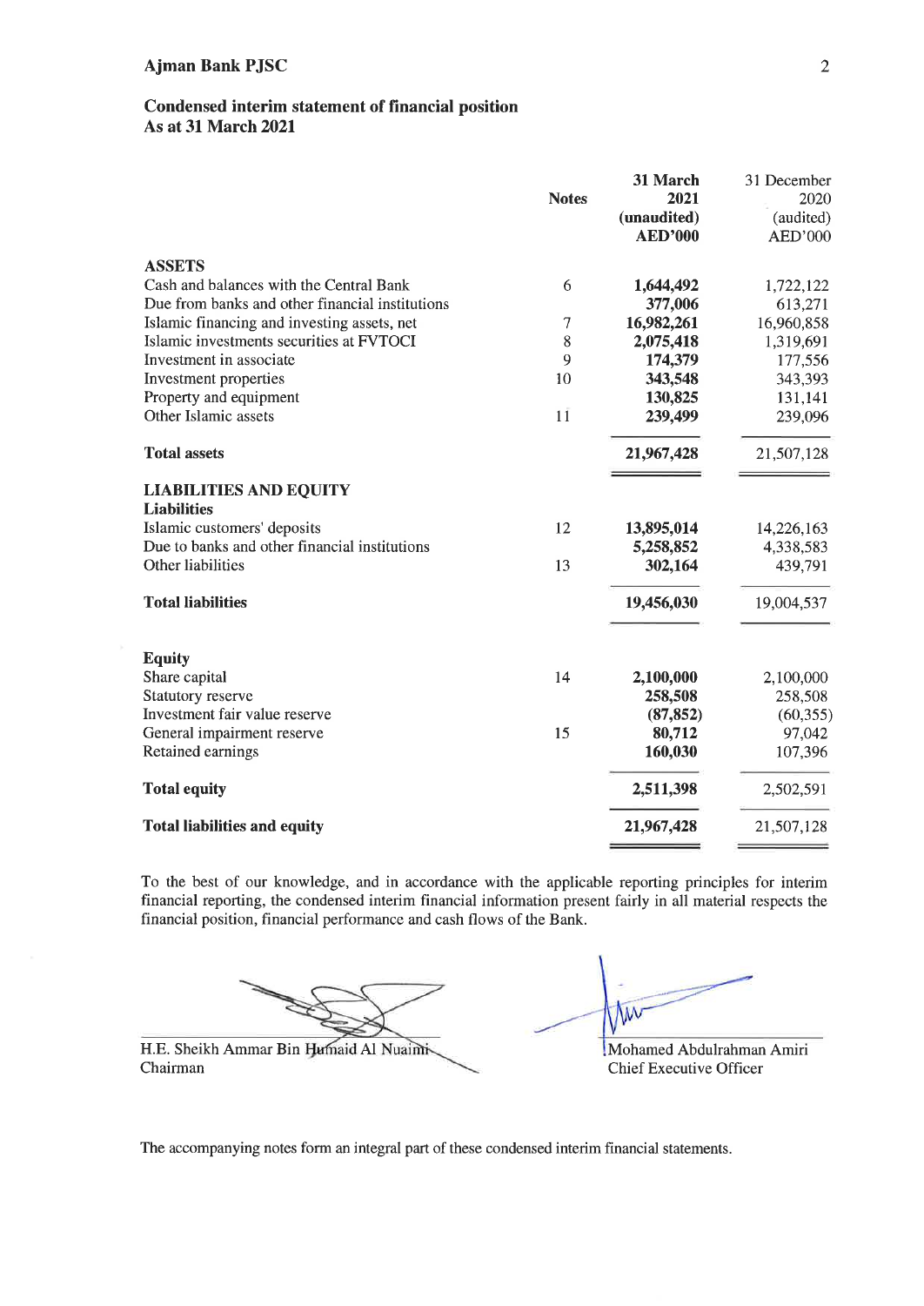# Ajman Bank PJSC

## Condensed interim statement of financial position
## As at 31 March 2021

| | Notes | 31 March 2021 (unaudited) AED'000 | 31 December 2020 (audited) AED'000 |
|---|---|---|---|
| **ASSETS** | | | |
| Cash and balances with the Central Bank | 6 | **1,644,492** | 1,722,122 |
| Due from banks and other financial institutions | | **377,006** | 613,271 |
| Islamic financing and investing assets, net | 7 | **16,982,261** | 16,960,858 |
| Islamic investments securities at FVTOCI | 8 | **2,075,418** | 1,319,691 |
| Investment in associate | 9 | **174,379** | 177,556 |
| Investment properties | 10 | **343,548** | 343,393 |
| Property and equipment | | **130,825** | 131,141 |
| Other Islamic assets | 11 | **239,499** | 239,096 |
| **Total assets** | | **21,967,428** | 21,507,128 |
| **LIABILITIES AND EQUITY** | | | |
| **Liabilities** | | | |
| Islamic customers' deposits | 12 | **13,895,014** | 14,226,163 |
| Due to banks and other financial institutions | | **5,258,852** | 4,338,583 |
| Other liabilities | 13 | **302,164** | 439,791 |
| **Total liabilities** | | **19,456,030** | 19,004,537 |
| **Equity** | | | |
| Share capital | 14 | **2,100,000** | 2,100,000 |
| Statutory reserve | | **258,508** | 258,508 |
| Investment fair value reserve | | **(87,852)** | (60,355) |
| General impairment reserve | 15 | **80,712** | 97,042 |
| Retained earnings | | **160,030** | 107,396 |
| **Total equity** | | **2,511,398** | 2,502,591 |
| **Total liabilities and equity** | | **21,967,428** | 21,507,128 |

To the best of our knowledge, and in accordance with the applicable reporting principles for interim financial reporting, the condensed interim financial information present fairly in all material respects the financial position, financial performance and cash flows of the Bank.

H.E. Sheikh Ammar Bin Humaid Al Nuaimi
Chairman

Mohamed Abdulrahman Amiri
Chief Executive Officer

The accompanying notes form an integral part of these condensed interim financial statements.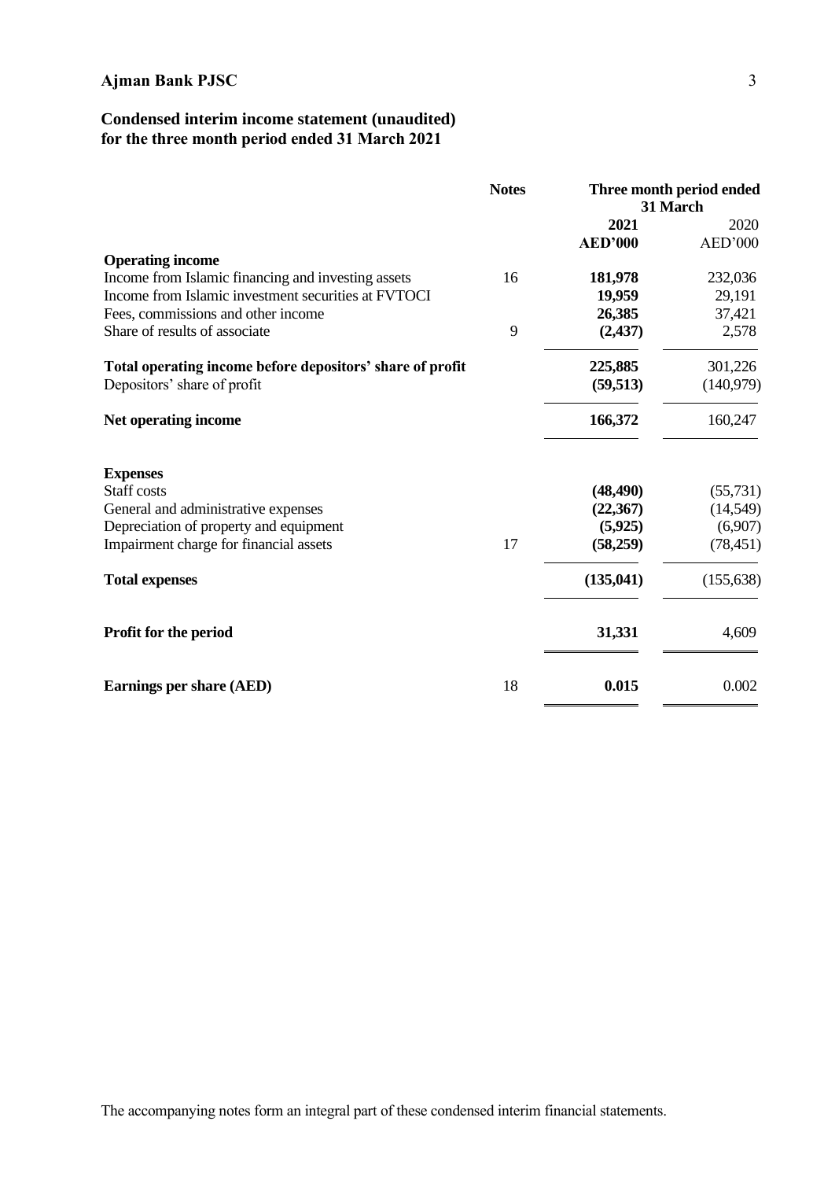## Ajman Bank PJSC

### Condensed interim income statement (unaudited)
### for the three month period ended 31 March 2021

| | Notes | Three month period ended 31 March | |
|---|---|---|---|
| | | **2021** | 2020 |
| | | **AED'000** | AED'000 |
| **Operating income** | | | |
| Income from Islamic financing and investing assets | 16 | **181,978** | 232,036 |
| Income from Islamic investment securities at FVTOCI | | **19,959** | 29,191 |
| Fees, commissions and other income | | **26,385** | 37,421 |
| Share of results of associate | 9 | **(2,437)** | 2,578 |
| **Total operating income before depositors' share of profit** | | **225,885** | 301,226 |
| Depositors' share of profit | | **(59,513)** | (140,979) |
| **Net operating income** | | **166,372** | 160,247 |
| **Expenses** | | | |
| Staff costs | | **(48,490)** | (55,731) |
| General and administrative expenses | | **(22,367)** | (14,549) |
| Depreciation of property and equipment | | **(5,925)** | (6,907) |
| Impairment charge for financial assets | 17 | **(58,259)** | (78,451) |
| **Total expenses** | | **(135,041)** | (155,638) |
| **Profit for the period** | | **31,331** | 4,609 |
| **Earnings per share (AED)** | 18 | **0.015** | 0.002 |

The accompanying notes form an integral part of these condensed interim financial statements.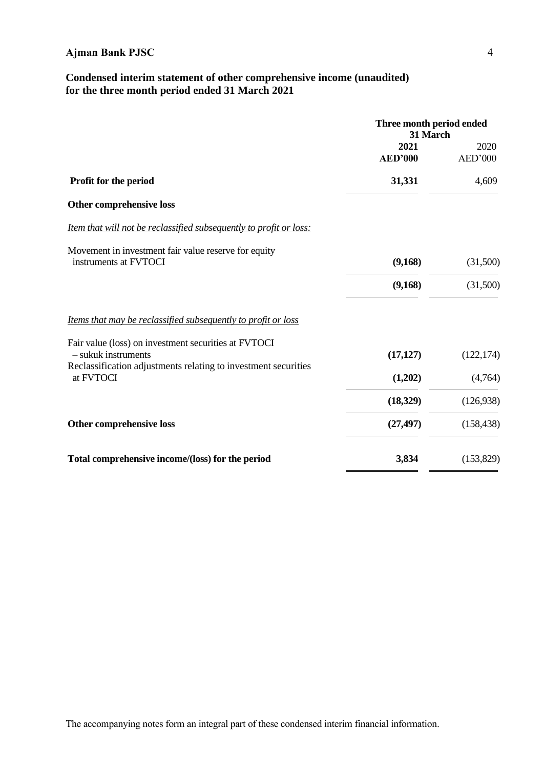## Ajman Bank PJSC

### Condensed interim statement of other comprehensive income (unaudited) for the three month period ended 31 March 2021

| | Three month period ended 31 March | |
|---|---|---|
| | **2021** | 2020 |
| | **AED'000** | AED'000 |
| **Profit for the period** | **31,331** | 4,609 |
| **Other comprehensive loss** | | |
| *Item that will not be reclassified subsequently to profit or loss:* | | |
| Movement in investment fair value reserve for equity instruments at FVTOCI | **(9,168)** | (31,500) |
| | **(9,168)** | (31,500) |
| *Items that may be reclassified subsequently to profit or loss* | | |
| Fair value (loss) on investment securities at FVTOCI – sukuk instruments | **(17,127)** | (122,174) |
| Reclassification adjustments relating to investment securities at FVTOCI | **(1,202)** | (4,764) |
| | **(18,329)** | (126,938) |
| **Other comprehensive loss** | **(27,497)** | (158,438) |
| **Total comprehensive income/(loss) for the period** | **3,834** | (153,829) |

The accompanying notes form an integral part of these condensed interim financial information.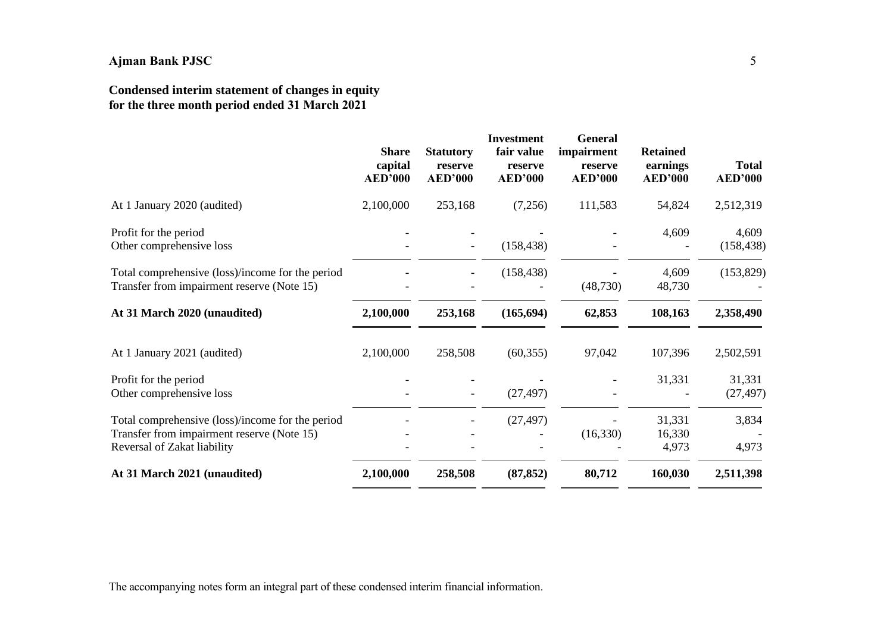## Ajman Bank PJSC

## Condensed interim statement of changes in equity
## for the three month period ended 31 March 2021

| | Share capital AED'000 | Statutory reserve AED'000 | Investment fair value reserve AED'000 | General impairment reserve AED'000 | Retained earnings AED'000 | Total AED'000 |
|---|---|---|---|---|---|---|
| At 1 January 2020 (audited) | 2,100,000 | 253,168 | (7,256) | 111,583 | 54,824 | 2,512,319 |
| Profit for the period | - | - | - | - | 4,609 | 4,609 |
| Other comprehensive loss | - | - | (158,438) | - | - | (158,438) |
| Total comprehensive (loss)/income for the period | - | - | (158,438) | - | 4,609 | (153,829) |
| Transfer from impairment reserve (Note 15) | - | - | - | (48,730) | 48,730 | - |
| **At 31 March 2020 (unaudited)** | **2,100,000** | **253,168** | **(165,694)** | **62,853** | **108,163** | **2,358,490** |
| At 1 January 2021 (audited) | 2,100,000 | 258,508 | (60,355) | 97,042 | 107,396 | 2,502,591 |
| Profit for the period | - | - | - | - | 31,331 | 31,331 |
| Other comprehensive loss | - | - | (27,497) | - | - | (27,497) |
| Total comprehensive (loss)/income for the period | - | - | (27,497) | - | 31,331 | 3,834 |
| Transfer from impairment reserve (Note 15) | - | - | - | (16,330) | 16,330 | - |
| Reversal of Zakat liability | - | - | - | - | 4,973 | 4,973 |
| **At 31 March 2021 (unaudited)** | **2,100,000** | **258,508** | **(87,852)** | **80,712** | **160,030** | **2,511,398** |

The accompanying notes form an integral part of these condensed interim financial information.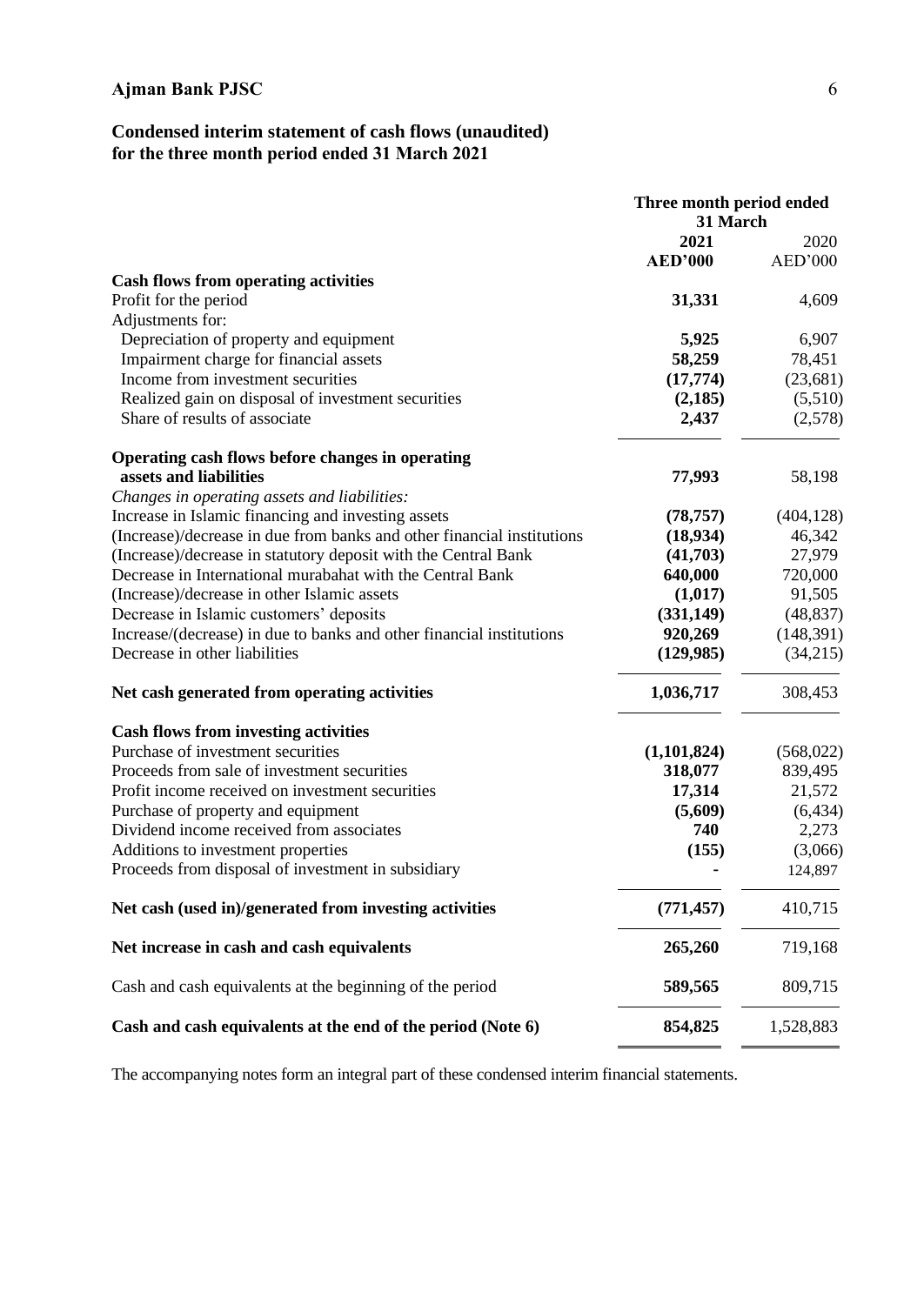# Ajman Bank PJSC

## Condensed interim statement of cash flows (unaudited) for the three month period ended 31 March 2021

| | Three month period ended 31 March | |
|---|---|---|
| | **2021** | 2020 |
| | **AED'000** | AED'000 |
| **Cash flows from operating activities** | | |
| Profit for the period | **31,331** | 4,609 |
| Adjustments for: | | |
| Depreciation of property and equipment | **5,925** | 6,907 |
| Impairment charge for financial assets | **58,259** | 78,451 |
| Income from investment securities | **(17,774)** | (23,681) |
| Realized gain on disposal of investment securities | **(2,185)** | (5,510) |
| Share of results of associate | **2,437** | (2,578) |
| **Operating cash flows before changes in operating assets and liabilities** | **77,993** | 58,198 |
| *Changes in operating assets and liabilities:* | | |
| Increase in Islamic financing and investing assets | **(78,757)** | (404,128) |
| (Increase)/decrease in due from banks and other financial institutions | **(18,934)** | 46,342 |
| (Increase)/decrease in statutory deposit with the Central Bank | **(41,703)** | 27,979 |
| Decrease in International murabahat with the Central Bank | **640,000** | 720,000 |
| (Increase)/decrease in other Islamic assets | **(1,017)** | 91,505 |
| Decrease in Islamic customers' deposits | **(331,149)** | (48,837) |
| Increase/(decrease) in due to banks and other financial institutions | **920,269** | (148,391) |
| Decrease in other liabilities | **(129,985)** | (34,215) |
| **Net cash generated from operating activities** | **1,036,717** | 308,453 |
| **Cash flows from investing activities** | | |
| Purchase of investment securities | **(1,101,824)** | (568,022) |
| Proceeds from sale of investment securities | **318,077** | 839,495 |
| Profit income received on investment securities | **17,314** | 21,572 |
| Purchase of property and equipment | **(5,609)** | (6,434) |
| Dividend income received from associates | **740** | 2,273 |
| Additions to investment properties | **(155)** | (3,066) |
| Proceeds from disposal of investment in subsidiary | **-** | 124,897 |
| **Net cash (used in)/generated from investing activities** | **(771,457)** | 410,715 |
| **Net increase in cash and cash equivalents** | **265,260** | 719,168 |
| Cash and cash equivalents at the beginning of the period | **589,565** | 809,715 |
| **Cash and cash equivalents at the end of the period (Note 6)** | **854,825** | 1,528,883 |

The accompanying notes form an integral part of these condensed interim financial statements.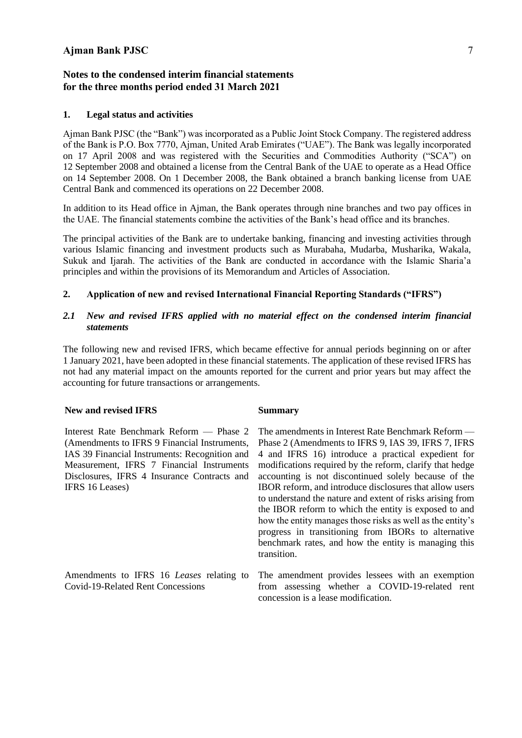## Notes to the condensed interim financial statements for the three months period ended 31 March 2021

### 1. Legal status and activities

Ajman Bank PJSC (the "Bank") was incorporated as a Public Joint Stock Company. The registered address of the Bank is P.O. Box 7770, Ajman, United Arab Emirates ("UAE"). The Bank was legally incorporated on 17 April 2008 and was registered with the Securities and Commodities Authority ("SCA") on 12 September 2008 and obtained a license from the Central Bank of the UAE to operate as a Head Office on 14 September 2008. On 1 December 2008, the Bank obtained a branch banking license from UAE Central Bank and commenced its operations on 22 December 2008.

In addition to its Head office in Ajman, the Bank operates through nine branches and two pay offices in the UAE. The financial statements combine the activities of the Bank's head office and its branches.

The principal activities of the Bank are to undertake banking, financing and investing activities through various Islamic financing and investment products such as Murabaha, Mudarba, Musharika, Wakala, Sukuk and Ijarah. The activities of the Bank are conducted in accordance with the Islamic Sharia'a principles and within the provisions of its Memorandum and Articles of Association.

### 2. Application of new and revised International Financial Reporting Standards ("IFRS")

#### *2.1 New and revised IFRS applied with no material effect on the condensed interim financial statements*

The following new and revised IFRS, which became effective for annual periods beginning on or after 1 January 2021, have been adopted in these financial statements. The application of these revised IFRS has not had any material impact on the amounts reported for the current and prior years but may affect the accounting for future transactions or arrangements.

| New and revised IFRS | Summary |
|---|---|
| Interest Rate Benchmark Reform — Phase 2 (Amendments to IFRS 9 Financial Instruments, IAS 39 Financial Instruments: Recognition and Measurement, IFRS 7 Financial Instruments Disclosures, IFRS 4 Insurance Contracts and IFRS 16 Leases) | The amendments in Interest Rate Benchmark Reform — Phase 2 (Amendments to IFRS 9, IAS 39, IFRS 7, IFRS 4 and IFRS 16) introduce a practical expedient for modifications required by the reform, clarify that hedge accounting is not discontinued solely because of the IBOR reform, and introduce disclosures that allow users to understand the nature and extent of risks arising from the IBOR reform to which the entity is exposed to and how the entity manages those risks as well as the entity's progress in transitioning from IBORs to alternative benchmark rates, and how the entity is managing this transition. |
| Amendments to IFRS 16 *Leases* relating to Covid-19-Related Rent Concessions | The amendment provides lessees with an exemption from assessing whether a COVID-19-related rent concession is a lease modification. |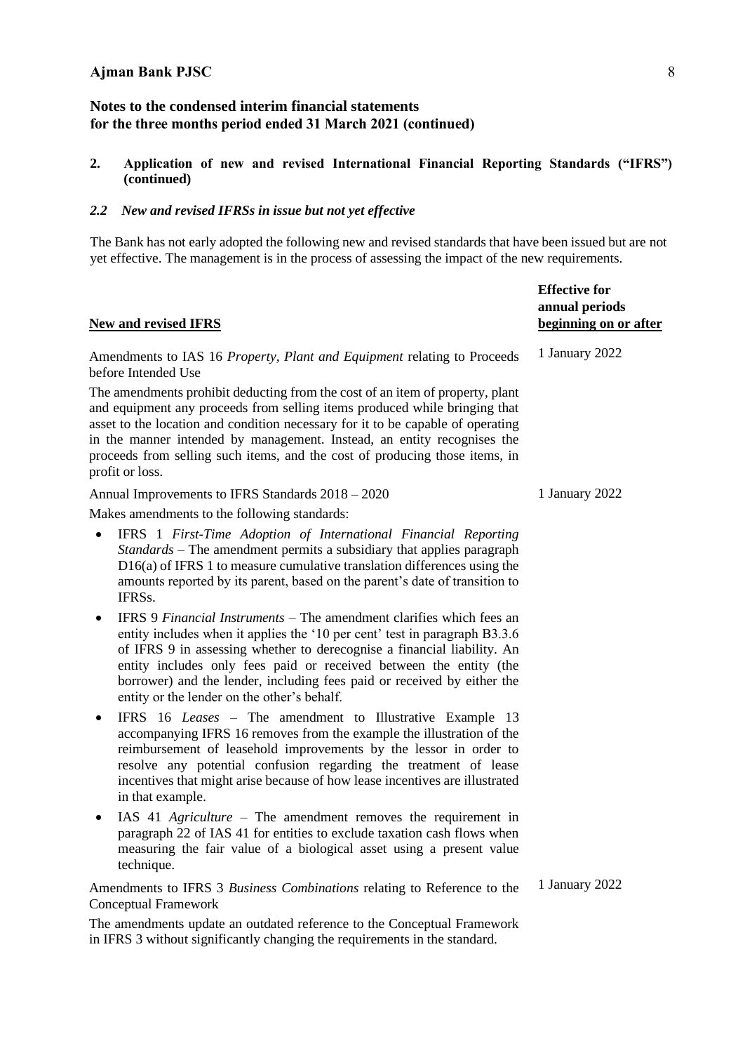## Notes to the condensed interim financial statements for the three months period ended 31 March 2021 (continued)

### 2. Application of new and revised International Financial Reporting Standards ("IFRS") (continued)

#### *2.2 New and revised IFRSs in issue but not yet effective*

The Bank has not early adopted the following new and revised standards that have been issued but are not yet effective. The management is in the process of assessing the impact of the new requirements.

| <u>New and revised IFRS</u> | **Effective for annual periods <u>beginning on or after</u>** |
|---|---|
| Amendments to IAS 16 *Property, Plant and Equipment* relating to Proceeds before Intended Use<br><br>The amendments prohibit deducting from the cost of an item of property, plant and equipment any proceeds from selling items produced while bringing that asset to the location and condition necessary for it to be capable of operating in the manner intended by management. Instead, an entity recognises the proceeds from selling such items, and the cost of producing those items, in profit or loss. | 1 January 2022 |
| Annual Improvements to IFRS Standards 2018 – 2020<br><br>Makes amendments to the following standards:<br><br>• IFRS 1 *First-Time Adoption of International Financial Reporting Standards* – The amendment permits a subsidiary that applies paragraph D16(a) of IFRS 1 to measure cumulative translation differences using the amounts reported by its parent, based on the parent's date of transition to IFRSs.<br><br>• IFRS 9 *Financial Instruments* – The amendment clarifies which fees an entity includes when it applies the '10 per cent' test in paragraph B3.3.6 of IFRS 9 in assessing whether to derecognise a financial liability. An entity includes only fees paid or received between the entity (the borrower) and the lender, including fees paid or received by either the entity or the lender on the other's behalf.<br><br>• IFRS 16 *Leases* – The amendment to Illustrative Example 13 accompanying IFRS 16 removes from the example the illustration of the reimbursement of leasehold improvements by the lessor in order to resolve any potential confusion regarding the treatment of lease incentives that might arise because of how lease incentives are illustrated in that example.<br><br>• IAS 41 *Agriculture* – The amendment removes the requirement in paragraph 22 of IAS 41 for entities to exclude taxation cash flows when measuring the fair value of a biological asset using a present value technique. | 1 January 2022 |
| Amendments to IFRS 3 *Business Combinations* relating to Reference to the Conceptual Framework<br><br>The amendments update an outdated reference to the Conceptual Framework in IFRS 3 without significantly changing the requirements in the standard. | 1 January 2022 |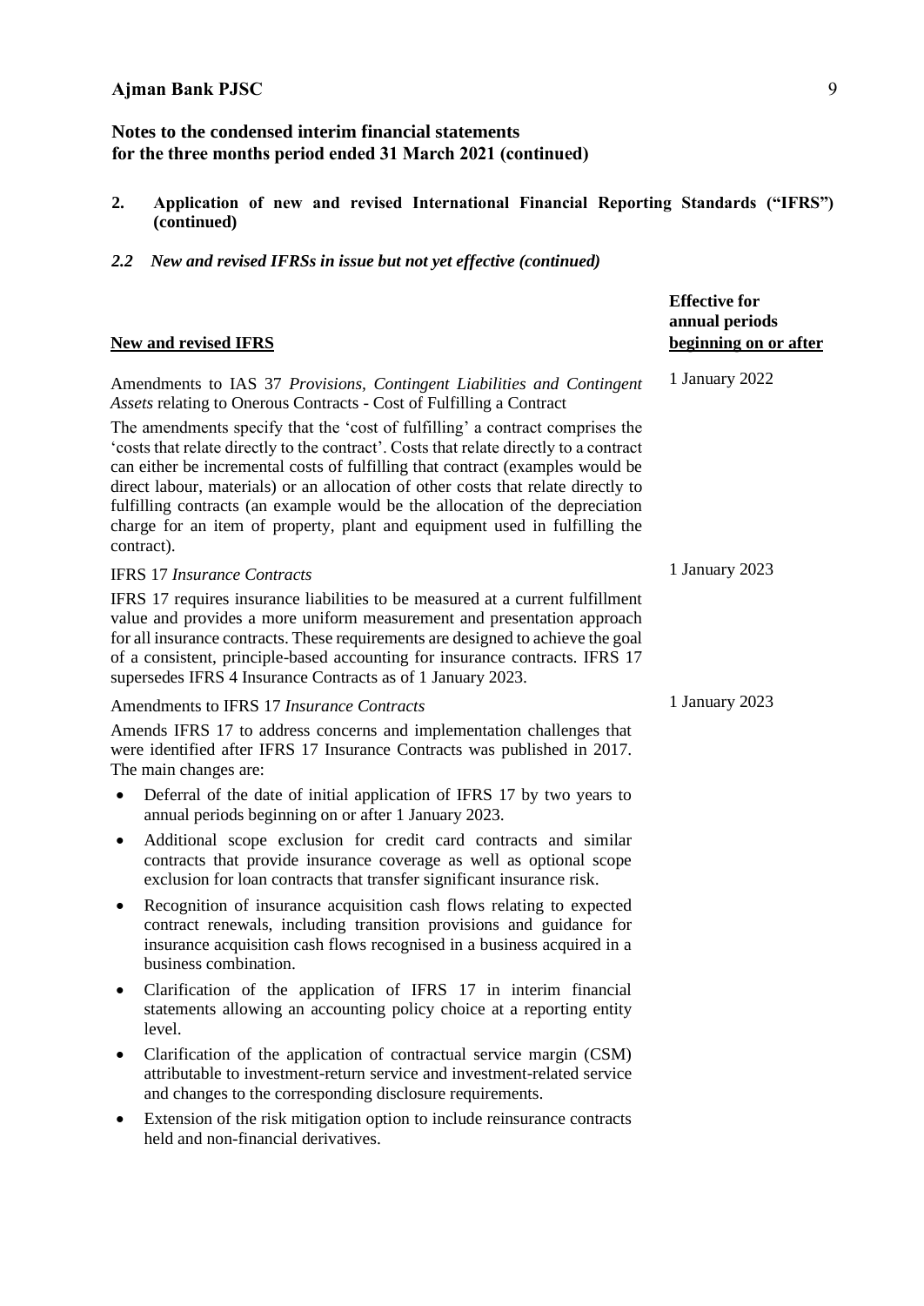**Ajman Bank PJSC**

**Notes to the condensed interim financial statements for the three months period ended 31 March 2021 (continued)**

**2. Application of new and revised International Financial Reporting Standards ("IFRS") (continued)**

***2.2 New and revised IFRSs in issue but not yet effective (continued)***

| **New and revised IFRS** | **Effective for annual periods beginning on or after** |
|---|---|
| Amendments to IAS 37 *Provisions, Contingent Liabilities and Contingent Assets* relating to Onerous Contracts - Cost of Fulfilling a Contract<br><br>The amendments specify that the 'cost of fulfilling' a contract comprises the 'costs that relate directly to the contract'. Costs that relate directly to a contract can either be incremental costs of fulfilling that contract (examples would be direct labour, materials) or an allocation of other costs that relate directly to fulfilling contracts (an example would be the allocation of the depreciation charge for an item of property, plant and equipment used in fulfilling the contract). | 1 January 2022 |
| IFRS 17 *Insurance Contracts*<br><br>IFRS 17 requires insurance liabilities to be measured at a current fulfillment value and provides a more uniform measurement and presentation approach for all insurance contracts. These requirements are designed to achieve the goal of a consistent, principle-based accounting for insurance contracts. IFRS 17 supersedes IFRS 4 Insurance Contracts as of 1 January 2023. | 1 January 2023 |
| Amendments to IFRS 17 *Insurance Contracts*<br><br>Amends IFRS 17 to address concerns and implementation challenges that were identified after IFRS 17 Insurance Contracts was published in 2017. The main changes are:<br><br>• Deferral of the date of initial application of IFRS 17 by two years to annual periods beginning on or after 1 January 2023.<br>• Additional scope exclusion for credit card contracts and similar contracts that provide insurance coverage as well as optional scope exclusion for loan contracts that transfer significant insurance risk.<br>• Recognition of insurance acquisition cash flows relating to expected contract renewals, including transition provisions and guidance for insurance acquisition cash flows recognised in a business acquired in a business combination.<br>• Clarification of the application of IFRS 17 in interim financial statements allowing an accounting policy choice at a reporting entity level.<br>• Clarification of the application of contractual service margin (CSM) attributable to investment-return service and investment-related service and changes to the corresponding disclosure requirements.<br>• Extension of the risk mitigation option to include reinsurance contracts held and non-financial derivatives. | 1 January 2023 |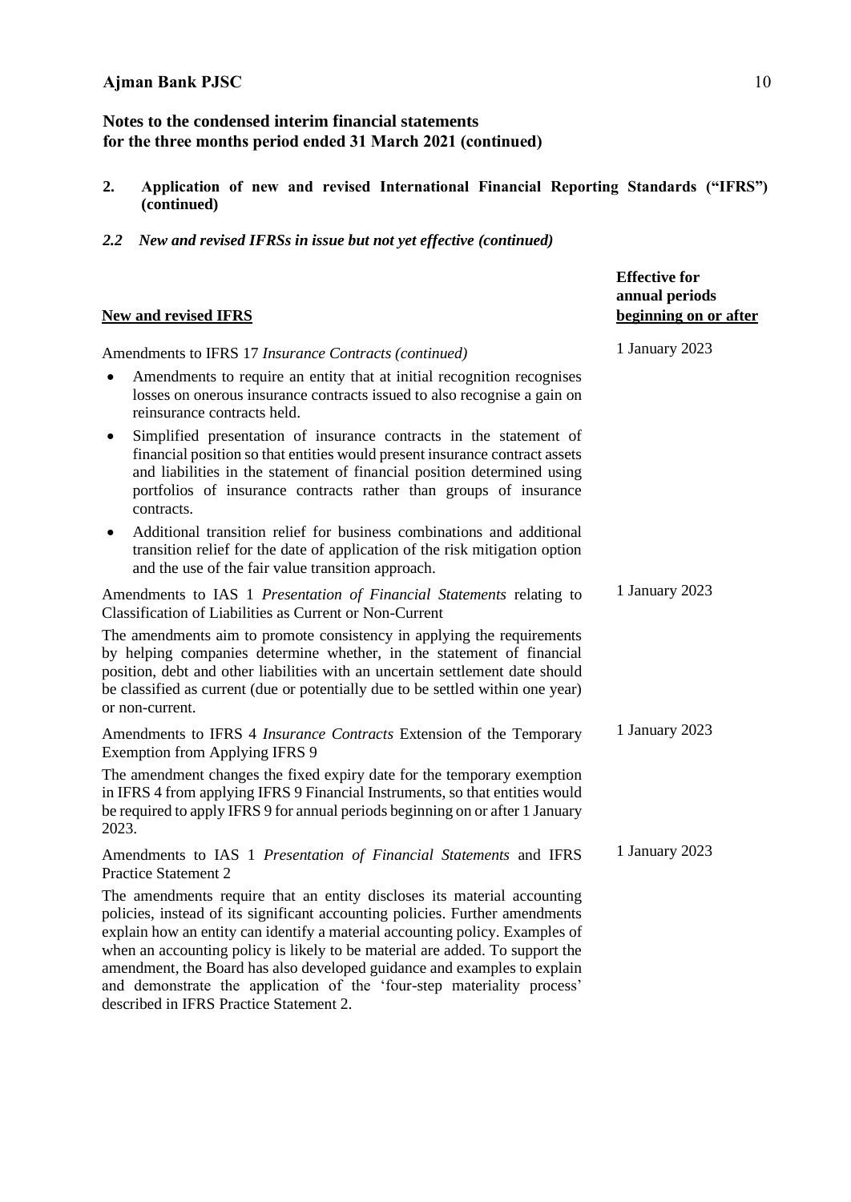## Notes to the condensed interim financial statements for the three months period ended 31 March 2021 (continued)

### 2. Application of new and revised International Financial Reporting Standards ("IFRS") (continued)

#### *2.2 New and revised IFRSs in issue but not yet effective (continued)*

| New and revised IFRS | Effective for annual periods beginning on or after |
|---|---|
| Amendments to IFRS 17 *Insurance Contracts (continued)*<br>• Amendments to require an entity that at initial recognition recognises losses on onerous insurance contracts issued to also recognise a gain on reinsurance contracts held.<br>• Simplified presentation of insurance contracts in the statement of financial position so that entities would present insurance contract assets and liabilities in the statement of financial position determined using portfolios of insurance contracts rather than groups of insurance contracts.<br>• Additional transition relief for business combinations and additional transition relief for the date of application of the risk mitigation option and the use of the fair value transition approach. | 1 January 2023 |
| Amendments to IAS 1 *Presentation of Financial Statements* relating to Classification of Liabilities as Current or Non-Current<br>The amendments aim to promote consistency in applying the requirements by helping companies determine whether, in the statement of financial position, debt and other liabilities with an uncertain settlement date should be classified as current (due or potentially due to be settled within one year) or non-current. | 1 January 2023 |
| Amendments to IFRS 4 *Insurance Contracts* Extension of the Temporary Exemption from Applying IFRS 9<br>The amendment changes the fixed expiry date for the temporary exemption in IFRS 4 from applying IFRS 9 Financial Instruments, so that entities would be required to apply IFRS 9 for annual periods beginning on or after 1 January 2023. | 1 January 2023 |
| Amendments to IAS 1 *Presentation of Financial Statements* and IFRS Practice Statement 2<br>The amendments require that an entity discloses its material accounting policies, instead of its significant accounting policies. Further amendments explain how an entity can identify a material accounting policy. Examples of when an accounting policy is likely to be material are added. To support the amendment, the Board has also developed guidance and examples to explain and demonstrate the application of the 'four-step materiality process' described in IFRS Practice Statement 2. | 1 January 2023 |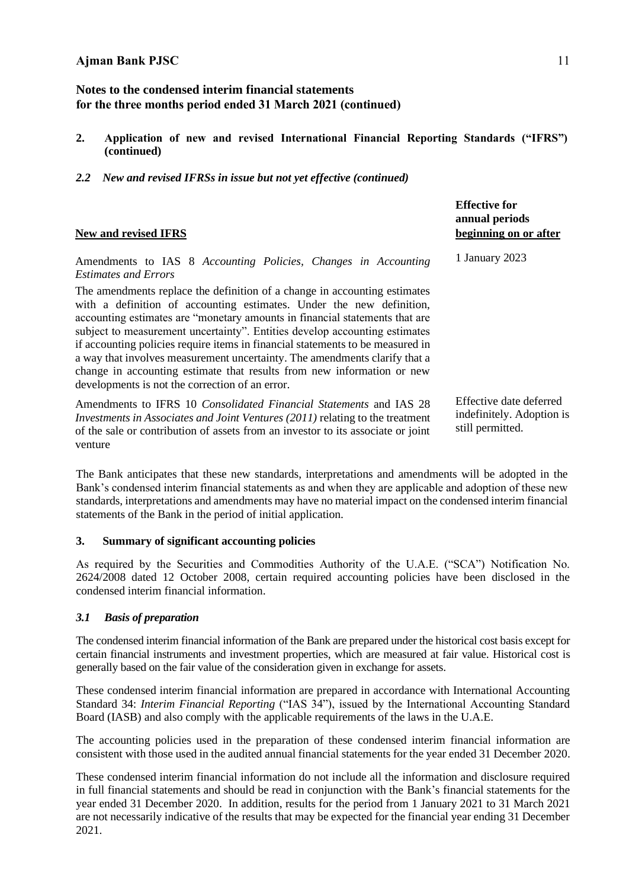## 2. Application of new and revised International Financial Reporting Standards ("IFRS") (continued)

### *2.2 New and revised IFRSs in issue but not yet effective (continued)*

| New and revised IFRS | Effective for annual periods beginning on or after |
|---|---|
| Amendments to IAS 8 *Accounting Policies, Changes in Accounting Estimates and Errors*<br><br>The amendments replace the definition of a change in accounting estimates with a definition of accounting estimates. Under the new definition, accounting estimates are "monetary amounts in financial statements that are subject to measurement uncertainty". Entities develop accounting estimates if accounting policies require items in financial statements to be measured in a way that involves measurement uncertainty. The amendments clarify that a change in accounting estimate that results from new information or new developments is not the correction of an error. | 1 January 2023 |
| Amendments to IFRS 10 *Consolidated Financial Statements* and IAS 28 *Investments in Associates and Joint Ventures (2011)* relating to the treatment of the sale or contribution of assets from an investor to its associate or joint venture | Effective date deferred indefinitely. Adoption is still permitted. |

The Bank anticipates that these new standards, interpretations and amendments will be adopted in the Bank's condensed interim financial statements as and when they are applicable and adoption of these new standards, interpretations and amendments may have no material impact on the condensed interim financial statements of the Bank in the period of initial application.

## 3. Summary of significant accounting policies

As required by the Securities and Commodities Authority of the U.A.E. ("SCA") Notification No. 2624/2008 dated 12 October 2008, certain required accounting policies have been disclosed in the condensed interim financial information.

### *3.1 Basis of preparation*

The condensed interim financial information of the Bank are prepared under the historical cost basis except for certain financial instruments and investment properties, which are measured at fair value. Historical cost is generally based on the fair value of the consideration given in exchange for assets.

These condensed interim financial information are prepared in accordance with International Accounting Standard 34: *Interim Financial Reporting* ("IAS 34"), issued by the International Accounting Standard Board (IASB) and also comply with the applicable requirements of the laws in the U.A.E.

The accounting policies used in the preparation of these condensed interim financial information are consistent with those used in the audited annual financial statements for the year ended 31 December 2020.

These condensed interim financial information do not include all the information and disclosure required in full financial statements and should be read in conjunction with the Bank's financial statements for the year ended 31 December 2020. In addition, results for the period from 1 January 2021 to 31 March 2021 are not necessarily indicative of the results that may be expected for the financial year ending 31 December 2021.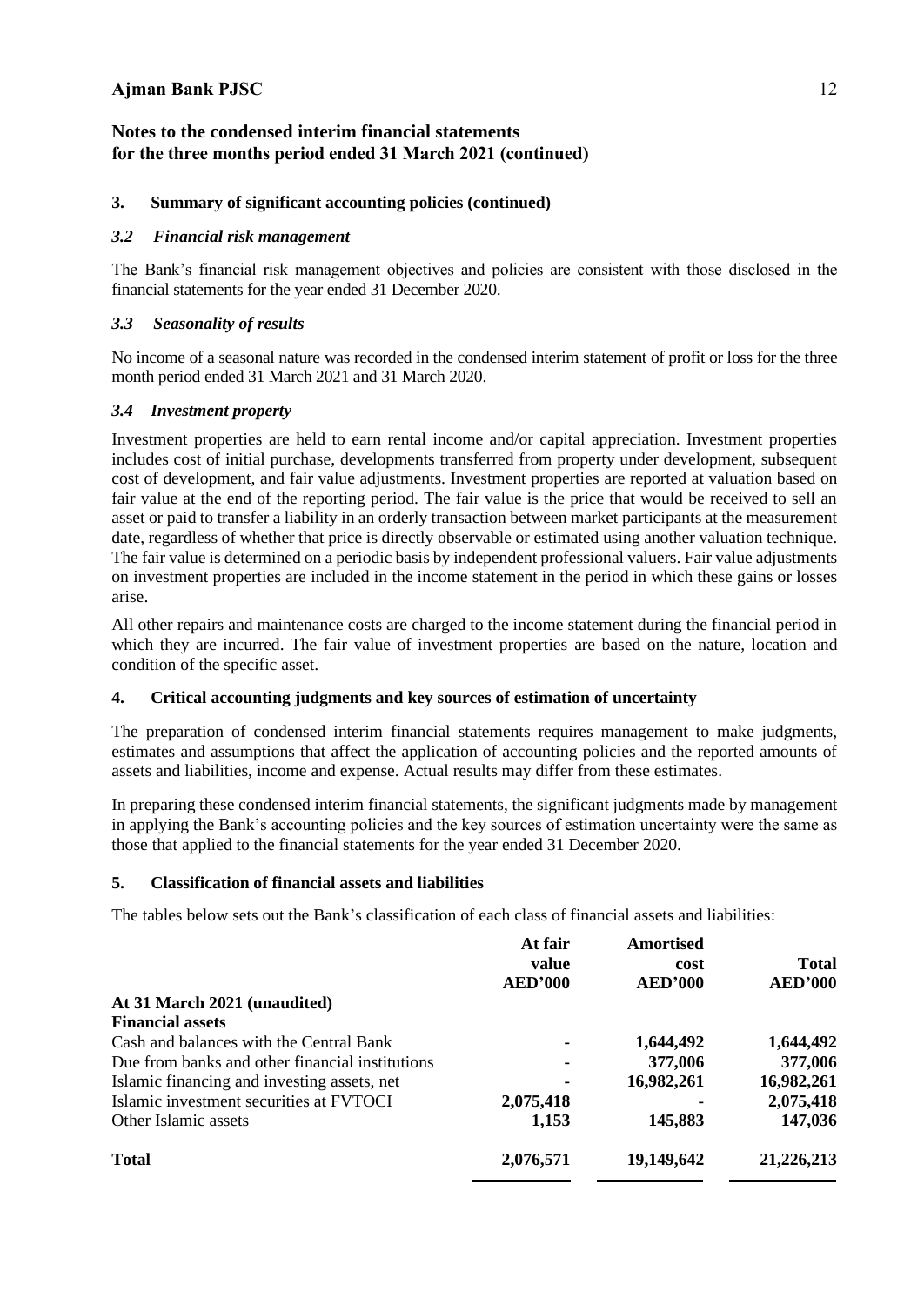## Notes to the condensed interim financial statements for the three months period ended 31 March 2021 (continued)

### 3. Summary of significant accounting policies (continued)

#### *3.2 Financial risk management*

The Bank's financial risk management objectives and policies are consistent with those disclosed in the financial statements for the year ended 31 December 2020.

#### *3.3 Seasonality of results*

No income of a seasonal nature was recorded in the condensed interim statement of profit or loss for the three month period ended 31 March 2021 and 31 March 2020.

#### *3.4 Investment property*

Investment properties are held to earn rental income and/or capital appreciation. Investment properties includes cost of initial purchase, developments transferred from property under development, subsequent cost of development, and fair value adjustments. Investment properties are reported at valuation based on fair value at the end of the reporting period. The fair value is the price that would be received to sell an asset or paid to transfer a liability in an orderly transaction between market participants at the measurement date, regardless of whether that price is directly observable or estimated using another valuation technique. The fair value is determined on a periodic basis by independent professional valuers. Fair value adjustments on investment properties are included in the income statement in the period in which these gains or losses arise.

All other repairs and maintenance costs are charged to the income statement during the financial period in which they are incurred. The fair value of investment properties are based on the nature, location and condition of the specific asset.

### 4. Critical accounting judgments and key sources of estimation of uncertainty

The preparation of condensed interim financial statements requires management to make judgments, estimates and assumptions that affect the application of accounting policies and the reported amounts of assets and liabilities, income and expense. Actual results may differ from these estimates.

In preparing these condensed interim financial statements, the significant judgments made by management in applying the Bank's accounting policies and the key sources of estimation uncertainty were the same as those that applied to the financial statements for the year ended 31 December 2020.

### 5. Classification of financial assets and liabilities

The tables below sets out the Bank's classification of each class of financial assets and liabilities:

| | At fair value AED'000 | Amortised cost AED'000 | Total AED'000 |
|---|---|---|---|
| **At 31 March 2021 (unaudited)** | | | |
| **Financial assets** | | | |
| Cash and balances with the Central Bank | - | 1,644,492 | 1,644,492 |
| Due from banks and other financial institutions | - | 377,006 | 377,006 |
| Islamic financing and investing assets, net | - | 16,982,261 | 16,982,261 |
| Islamic investment securities at FVTOCI | 2,075,418 | - | 2,075,418 |
| Other Islamic assets | 1,153 | 145,883 | 147,036 |
| **Total** | **2,076,571** | **19,149,642** | **21,226,213** |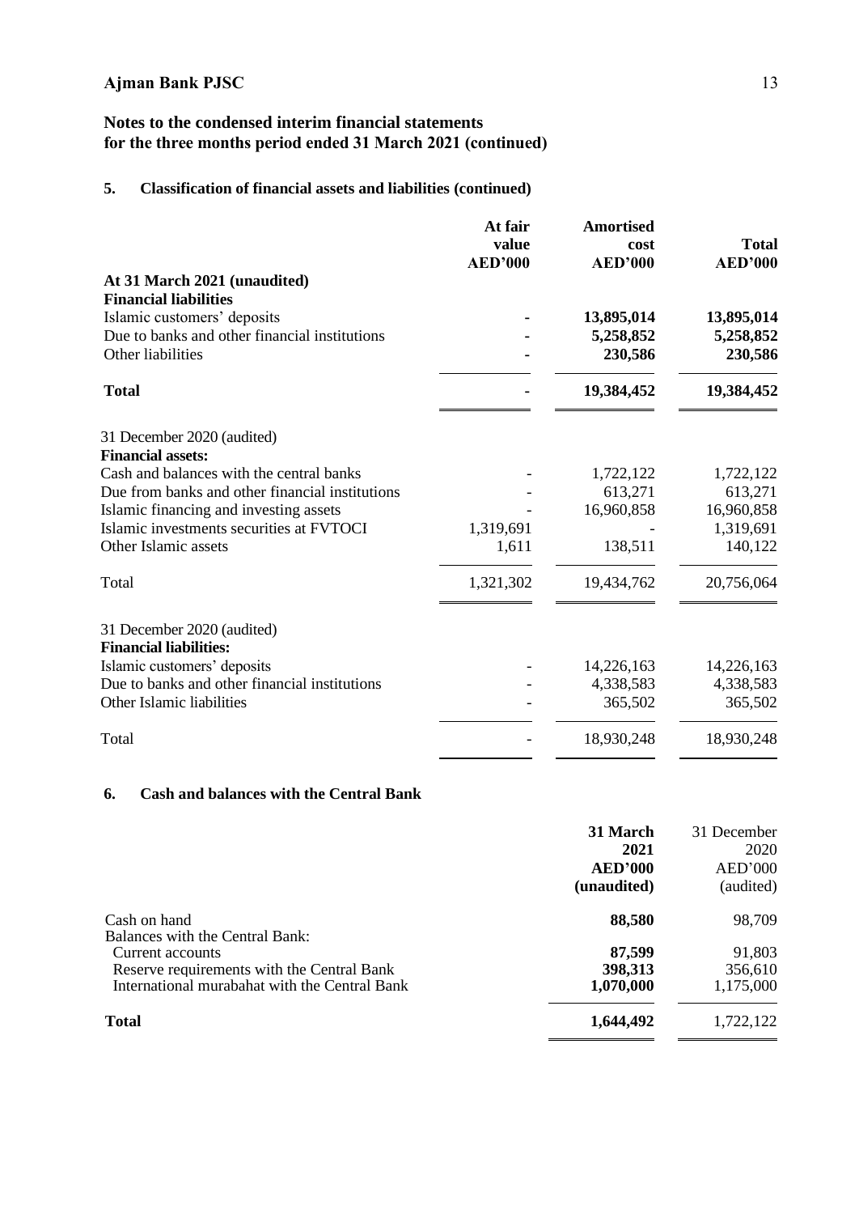## Notes to the condensed interim financial statements for the three months period ended 31 March 2021 (continued)

### 5. Classification of financial assets and liabilities (continued)

| | At fair value AED'000 | Amortised cost AED'000 | Total AED'000 |
|---|---|---|---|
| **At 31 March 2021 (unaudited)** | | | |
| **Financial liabilities** | | | |
| Islamic customers' deposits | - | **13,895,014** | **13,895,014** |
| Due to banks and other financial institutions | - | **5,258,852** | **5,258,852** |
| Other liabilities | - | **230,586** | **230,586** |
| **Total** | **-** | **19,384,452** | **19,384,452** |
| 31 December 2020 (audited) | | | |
| **Financial assets:** | | | |
| Cash and balances with the central banks | - | 1,722,122 | 1,722,122 |
| Due from banks and other financial institutions | - | 613,271 | 613,271 |
| Islamic financing and investing assets | - | 16,960,858 | 16,960,858 |
| Islamic investments securities at FVTOCI | 1,319,691 | - | 1,319,691 |
| Other Islamic assets | 1,611 | 138,511 | 140,122 |
| Total | 1,321,302 | 19,434,762 | 20,756,064 |
| 31 December 2020 (audited) | | | |
| **Financial liabilities:** | | | |
| Islamic customers' deposits | - | 14,226,163 | 14,226,163 |
| Due to banks and other financial institutions | - | 4,338,583 | 4,338,583 |
| Other Islamic liabilities | - | 365,502 | 365,502 |
| Total | - | 18,930,248 | 18,930,248 |

### 6. Cash and balances with the Central Bank

| | 31 March 2021 AED'000 (unaudited) | 31 December 2020 AED'000 (audited) |
|---|---|---|
| Cash on hand | **88,580** | 98,709 |
| Balances with the Central Bank: | | |
| Current accounts | **87,599** | 91,803 |
| Reserve requirements with the Central Bank | **398,313** | 356,610 |
| International murabahat with the Central Bank | **1,070,000** | 1,175,000 |
| **Total** | **1,644,492** | 1,722,122 |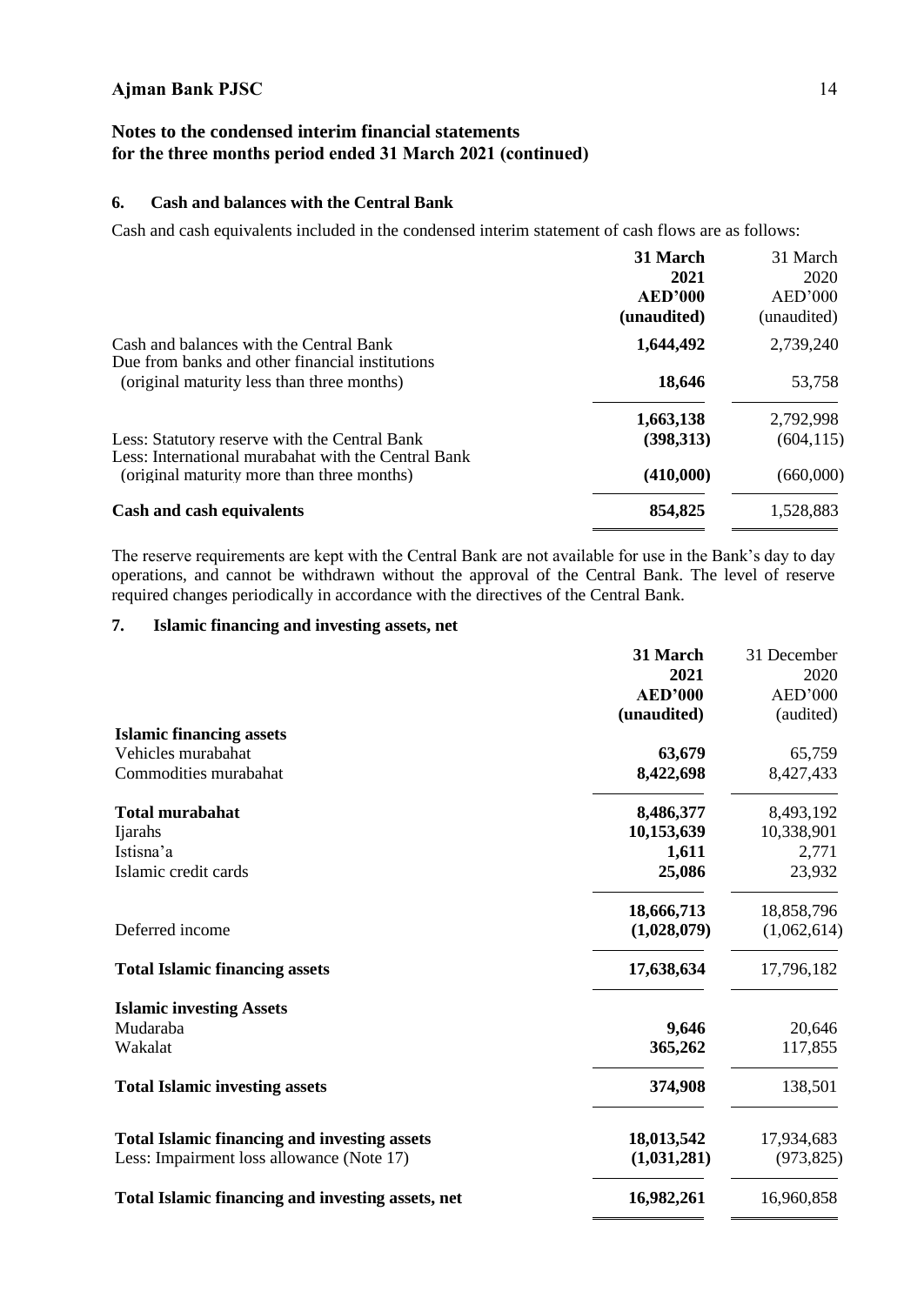## Notes to the condensed interim financial statements for the three months period ended 31 March 2021 (continued)

### 6. Cash and balances with the Central Bank

Cash and cash equivalents included in the condensed interim statement of cash flows are as follows:

| | **31 March 2021 AED'000 (unaudited)** | 31 March 2020 AED'000 (unaudited) |
|---|---|---|
| Cash and balances with the Central Bank | **1,644,492** | 2,739,240 |
| Due from banks and other financial institutions (original maturity less than three months) | **18,646** | 53,758 |
| | **1,663,138** | 2,792,998 |
| Less: Statutory reserve with the Central Bank | **(398,313)** | (604,115) |
| Less: International murabahat with the Central Bank (original maturity more than three months) | **(410,000)** | (660,000) |
| **Cash and cash equivalents** | **854,825** | 1,528,883 |

The reserve requirements are kept with the Central Bank are not available for use in the Bank's day to day operations, and cannot be withdrawn without the approval of the Central Bank. The level of reserve required changes periodically in accordance with the directives of the Central Bank.

### 7. Islamic financing and investing assets, net

| | **31 March 2021 AED'000 (unaudited)** | 31 December 2020 AED'000 (audited) |
|---|---|---|
| **Islamic financing assets** | | |
| Vehicles murabahat | **63,679** | 65,759 |
| Commodities murabahat | **8,422,698** | 8,427,433 |
| **Total murabahat** | **8,486,377** | 8,493,192 |
| Ijarahs | **10,153,639** | 10,338,901 |
| Istisna'a | **1,611** | 2,771 |
| Islamic credit cards | **25,086** | 23,932 |
| | **18,666,713** | 18,858,796 |
| Deferred income | **(1,028,079)** | (1,062,614) |
| **Total Islamic financing assets** | **17,638,634** | 17,796,182 |
| **Islamic investing Assets** | | |
| Mudaraba | **9,646** | 20,646 |
| Wakalat | **365,262** | 117,855 |
| **Total Islamic investing assets** | **374,908** | 138,501 |
| **Total Islamic financing and investing assets** | **18,013,542** | 17,934,683 |
| Less: Impairment loss allowance (Note 17) | **(1,031,281)** | (973,825) |
| **Total Islamic financing and investing assets, net** | **16,982,261** | 16,960,858 |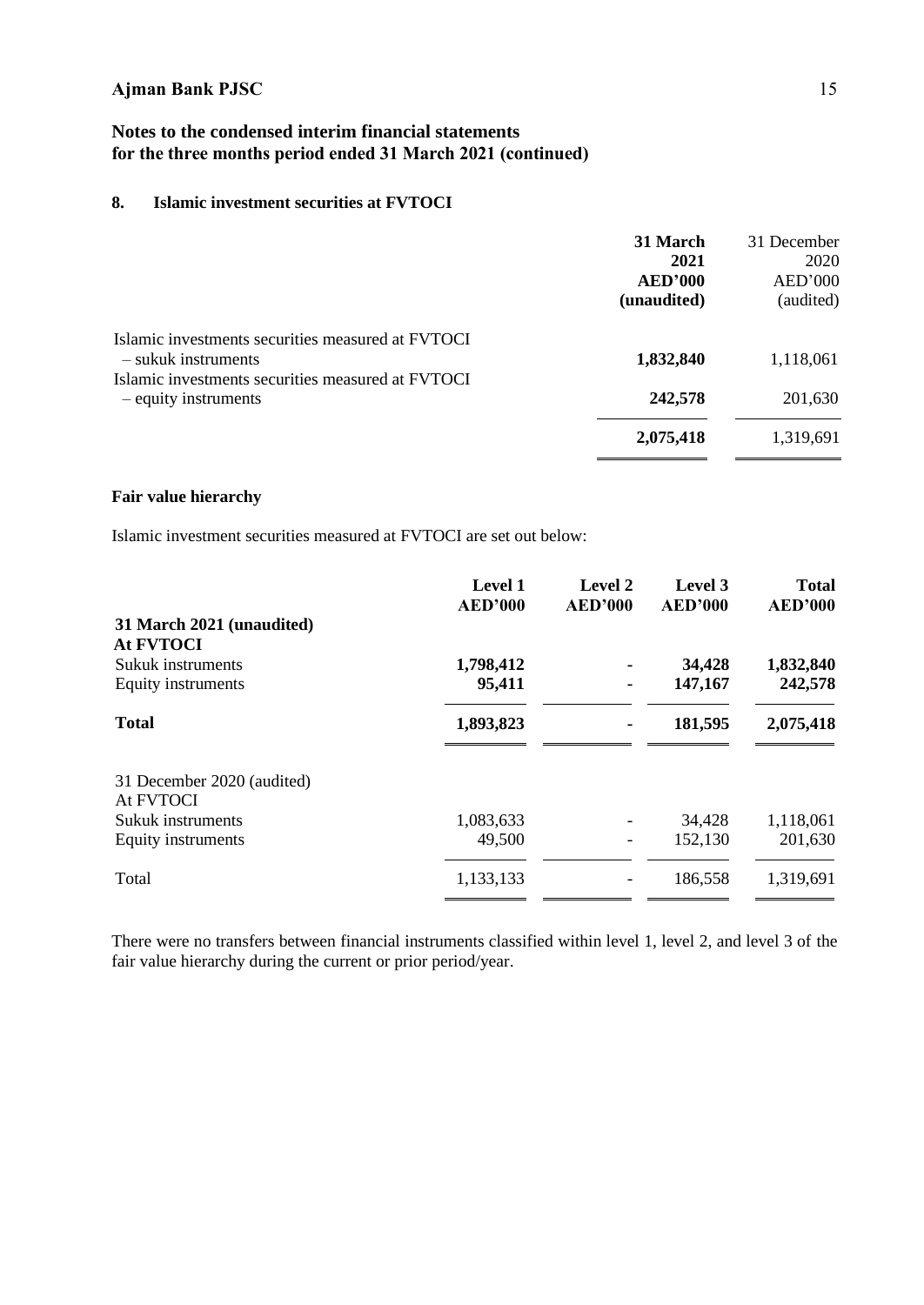## 8. Islamic investment securities at FVTOCI

| | **31 March 2021 AED'000 (unaudited)** | 31 December 2020 AED'000 (audited) |
|---|---|---|
| Islamic investments securities measured at FVTOCI – sukuk instruments | **1,832,840** | 1,118,061 |
| Islamic investments securities measured at FVTOCI – equity instruments | **242,578** | 201,630 |
| | **2,075,418** | 1,319,691 |

### Fair value hierarchy

Islamic investment securities measured at FVTOCI are set out below:

| | **Level 1 AED'000** | **Level 2 AED'000** | **Level 3 AED'000** | **Total AED'000** |
|---|---|---|---|---|
| **31 March 2021 (unaudited)** | | | | |
| **At FVTOCI** | | | | |
| Sukuk instruments | **1,798,412** | **-** | **34,428** | **1,832,840** |
| Equity instruments | **95,411** | **-** | **147,167** | **242,578** |
| **Total** | **1,893,823** | **-** | **181,595** | **2,075,418** |
| 31 December 2020 (audited) | | | | |
| At FVTOCI | | | | |
| Sukuk instruments | 1,083,633 | - | 34,428 | 1,118,061 |
| Equity instruments | 49,500 | - | 152,130 | 201,630 |
| Total | 1,133,133 | - | 186,558 | 1,319,691 |

There were no transfers between financial instruments classified within level 1, level 2, and level 3 of the fair value hierarchy during the current or prior period/year.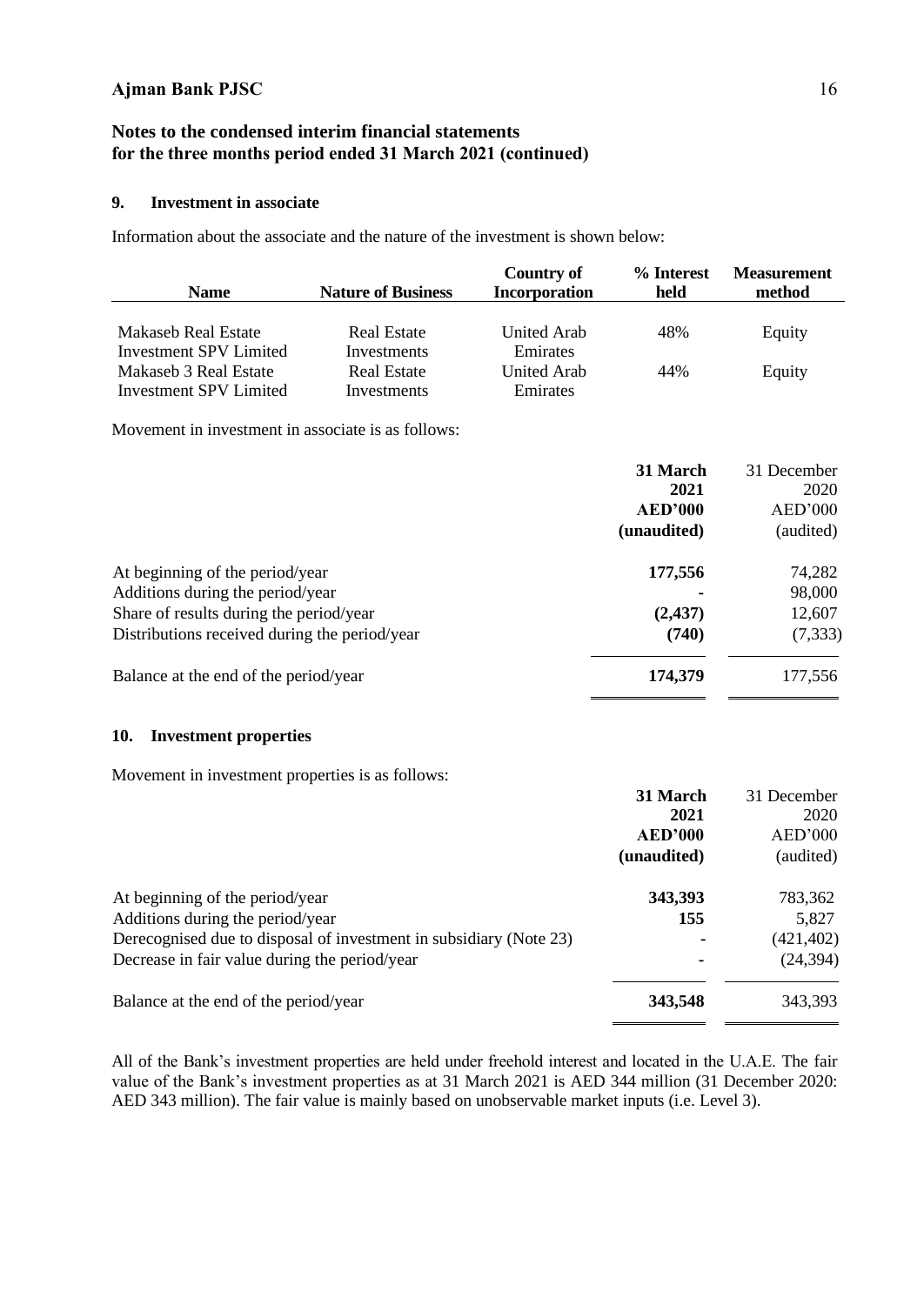## 9. Investment in associate

Information about the associate and the nature of the investment is shown below:

| Name | Nature of Business | Country of Incorporation | % Interest held | Measurement method |
|---|---|---|---|---|
| Makaseb Real Estate Investment SPV Limited | Real Estate Investments | United Arab Emirates | 48% | Equity |
| Makaseb 3 Real Estate Investment SPV Limited | Real Estate Investments | United Arab Emirates | 44% | Equity |

Movement in investment in associate is as follows:

| | 31 March 2021 AED'000 (unaudited) | 31 December 2020 AED'000 (audited) |
|---|---|---|
| At beginning of the period/year | **177,556** | 74,282 |
| Additions during the period/year | **-** | 98,000 |
| Share of results during the period/year | **(2,437)** | 12,607 |
| Distributions received during the period/year | **(740)** | (7,333) |
| Balance at the end of the period/year | **174,379** | 177,556 |

## 10. Investment properties

Movement in investment properties is as follows:

| | 31 March 2021 AED'000 (unaudited) | 31 December 2020 AED'000 (audited) |
|---|---|---|
| At beginning of the period/year | **343,393** | 783,362 |
| Additions during the period/year | **155** | 5,827 |
| Derecognised due to disposal of investment in subsidiary (Note 23) | **-** | (421,402) |
| Decrease in fair value during the period/year | **-** | (24,394) |
| Balance at the end of the period/year | **343,548** | 343,393 |

All of the Bank's investment properties are held under freehold interest and located in the U.A.E. The fair value of the Bank's investment properties as at 31 March 2021 is AED 344 million (31 December 2020: AED 343 million). The fair value is mainly based on unobservable market inputs (i.e. Level 3).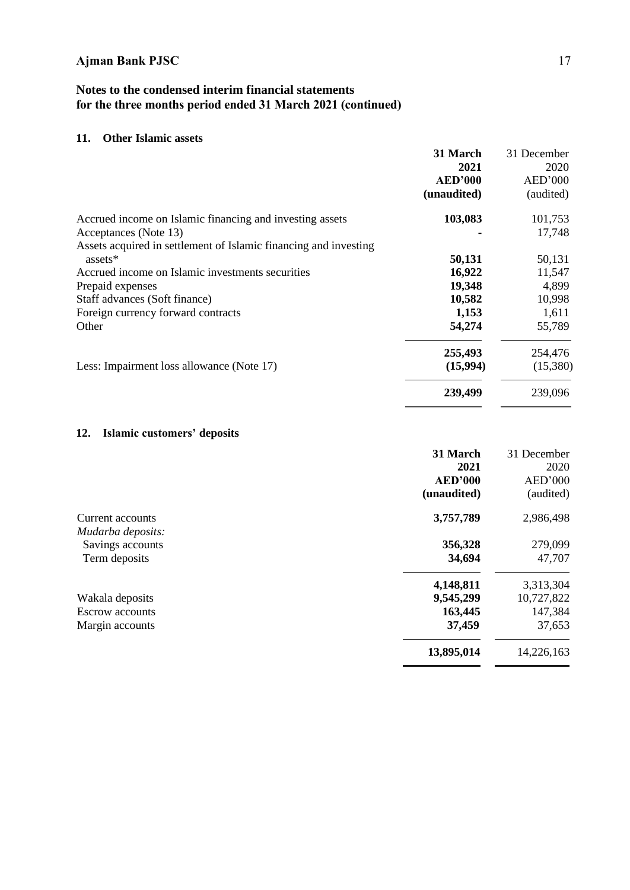# Notes to the condensed interim financial statements for the three months period ended 31 March 2021 (continued)

## 11. Other Islamic assets

| | **31 March 2021 AED'000 (unaudited)** | 31 December 2020 AED'000 (audited) |
|---|---|---|
| Accrued income on Islamic financing and investing assets | **103,083** | 101,753 |
| Acceptances (Note 13) | **-** | 17,748 |
| Assets acquired in settlement of Islamic financing and investing assets* | **50,131** | 50,131 |
| Accrued income on Islamic investments securities | **16,922** | 11,547 |
| Prepaid expenses | **19,348** | 4,899 |
| Staff advances (Soft finance) | **10,582** | 10,998 |
| Foreign currency forward contracts | **1,153** | 1,611 |
| Other | **54,274** | 55,789 |
| | **255,493** | 254,476 |
| Less: Impairment loss allowance (Note 17) | **(15,994)** | (15,380) |
| | **239,499** | 239,096 |

## 12. Islamic customers' deposits

| | **31 March 2021 AED'000 (unaudited)** | 31 December 2020 AED'000 (audited) |
|---|---|---|
| Current accounts | **3,757,789** | 2,986,498 |
| *Mudarba deposits:* | | |
| Savings accounts | **356,328** | 279,099 |
| Term deposits | **34,694** | 47,707 |
| | **4,148,811** | 3,313,304 |
| Wakala deposits | **9,545,299** | 10,727,822 |
| Escrow accounts | **163,445** | 147,384 |
| Margin accounts | **37,459** | 37,653 |
| | **13,895,014** | 14,226,163 |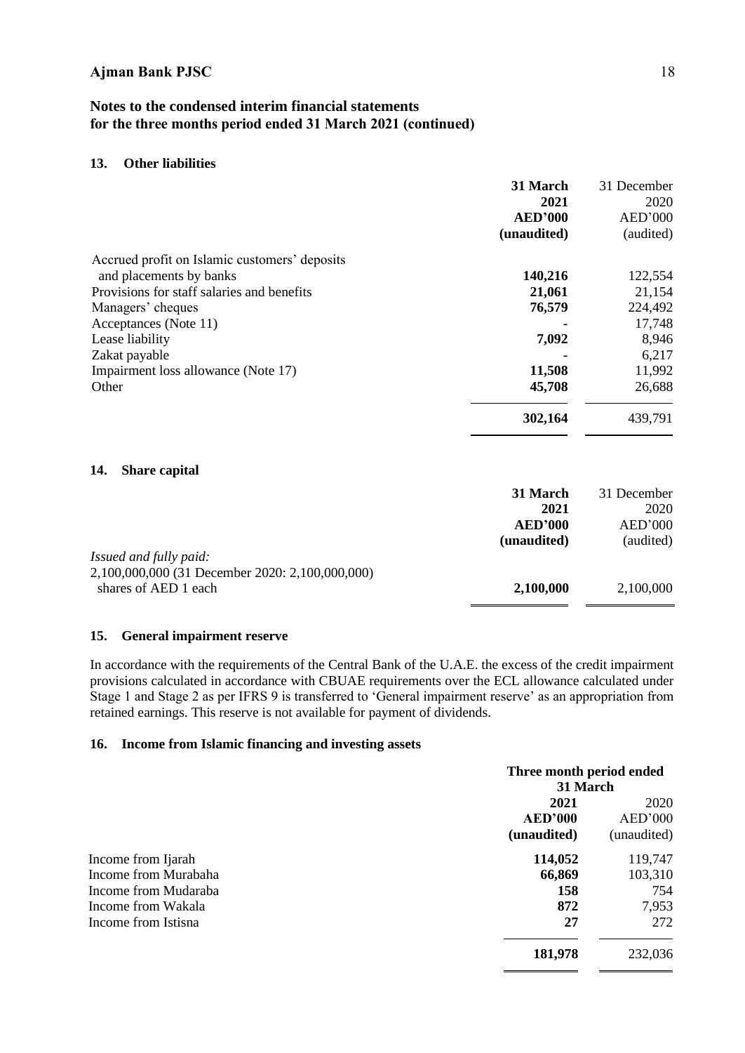## Notes to the condensed interim financial statements for the three months period ended 31 March 2021 (continued)

### 13. Other liabilities

| | **31 March 2021 AED'000 (unaudited)** | 31 December 2020 AED'000 (audited) |
|---|---|---|
| Accrued profit on Islamic customers' deposits and placements by banks | **140,216** | 122,554 |
| Provisions for staff salaries and benefits | **21,061** | 21,154 |
| Managers' cheques | **76,579** | 224,492 |
| Acceptances (Note 11) | **-** | 17,748 |
| Lease liability | **7,092** | 8,946 |
| Zakat payable | **-** | 6,217 |
| Impairment loss allowance (Note 17) | **11,508** | 11,992 |
| Other | **45,708** | 26,688 |
| | **302,164** | 439,791 |

### 14. Share capital

| | **31 March 2021 AED'000 (unaudited)** | 31 December 2020 AED'000 (audited) |
|---|---|---|
| *Issued and fully paid:* | | |
| 2,100,000,000 (31 December 2020: 2,100,000,000) shares of AED 1 each | **2,100,000** | 2,100,000 |

### 15. General impairment reserve

In accordance with the requirements of the Central Bank of the U.A.E. the excess of the credit impairment provisions calculated in accordance with CBUAE requirements over the ECL allowance calculated under Stage 1 and Stage 2 as per IFRS 9 is transferred to 'General impairment reserve' as an appropriation from retained earnings. This reserve is not available for payment of dividends.

### 16. Income from Islamic financing and investing assets

| | **Three month period ended 31 March** | |
|---|---|---|
| | **2021 AED'000 (unaudited)** | 2020 AED'000 (unaudited) |
| Income from Ijarah | **114,052** | 119,747 |
| Income from Murabaha | **66,869** | 103,310 |
| Income from Mudaraba | **158** | 754 |
| Income from Wakala | **872** | 7,953 |
| Income from Istisna | **27** | 272 |
| | **181,978** | 232,036 |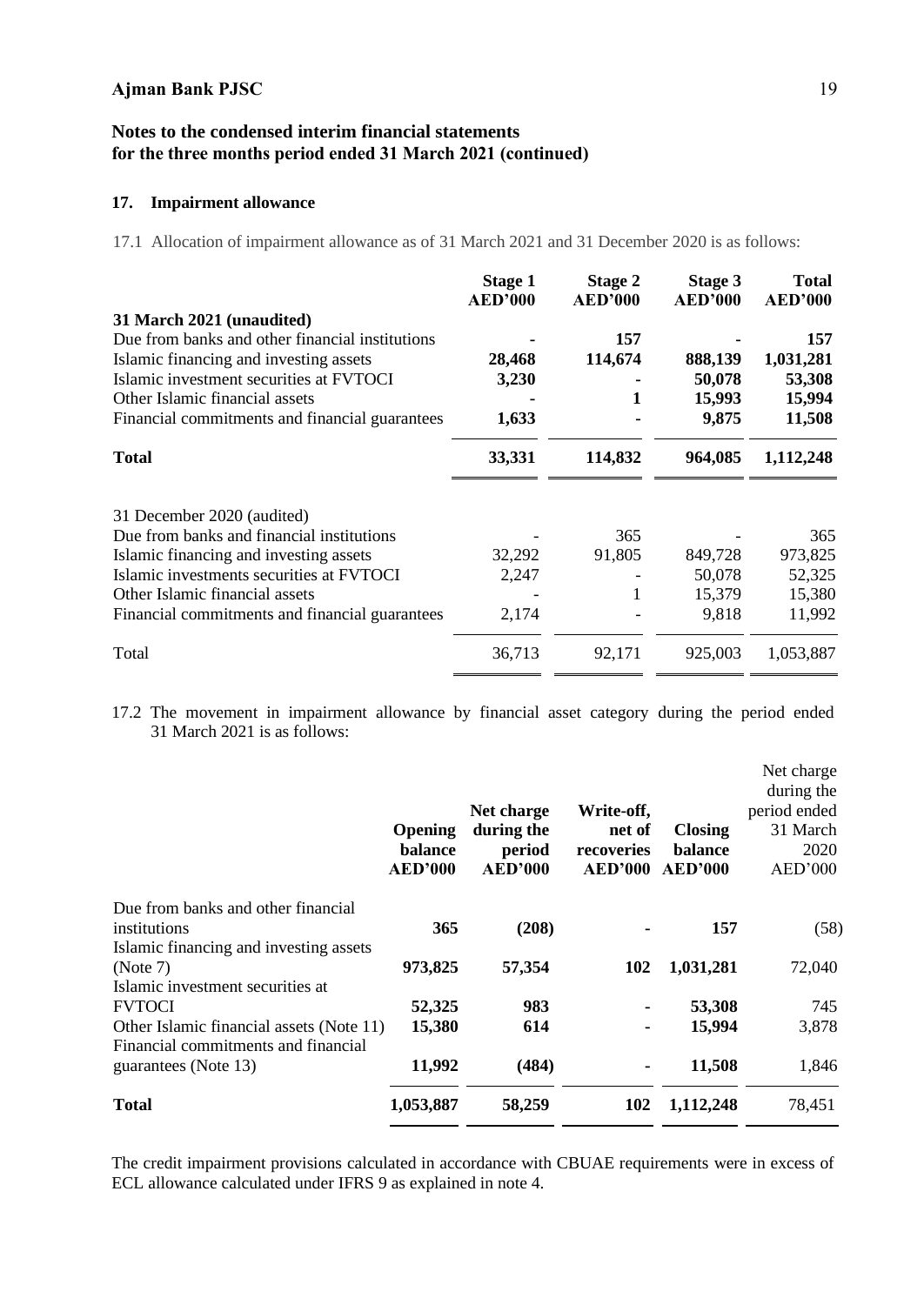## 17. Impairment allowance

17.1 Allocation of impairment allowance as of 31 March 2021 and 31 December 2020 is as follows:

| | Stage 1 AED'000 | Stage 2 AED'000 | Stage 3 AED'000 | Total AED'000 |
|---|---|---|---|---|
| **31 March 2021 (unaudited)** | | | | |
| Due from banks and other financial institutions | **-** | **157** | **-** | **157** |
| Islamic financing and investing assets | **28,468** | **114,674** | **888,139** | **1,031,281** |
| Islamic investment securities at FVTOCI | **3,230** | **-** | **50,078** | **53,308** |
| Other Islamic financial assets | **-** | **1** | **15,993** | **15,994** |
| Financial commitments and financial guarantees | **1,633** | **-** | **9,875** | **11,508** |
| **Total** | **33,331** | **114,832** | **964,085** | **1,112,248** |
| 31 December 2020 (audited) | | | | |
| Due from banks and financial institutions | - | 365 | - | 365 |
| Islamic financing and investing assets | 32,292 | 91,805 | 849,728 | 973,825 |
| Islamic investments securities at FVTOCI | 2,247 | - | 50,078 | 52,325 |
| Other Islamic financial assets | - | 1 | 15,379 | 15,380 |
| Financial commitments and financial guarantees | 2,174 | - | 9,818 | 11,992 |
| Total | 36,713 | 92,171 | 925,003 | 1,053,887 |

17.2 The movement in impairment allowance by financial asset category during the period ended 31 March 2021 is as follows:

| | Opening balance AED'000 | Net charge during the period AED'000 | Write-off, net of recoveries AED'000 | Closing balance AED'000 | Net charge during the period ended 31 March 2020 AED'000 |
|---|---|---|---|---|---|
| Due from banks and other financial institutions | **365** | **(208)** | **-** | **157** | (58) |
| Islamic financing and investing assets (Note 7) | **973,825** | **57,354** | **102** | **1,031,281** | 72,040 |
| Islamic investment securities at FVTOCI | **52,325** | **983** | **-** | **53,308** | 745 |
| Other Islamic financial assets (Note 11) | **15,380** | **614** | **-** | **15,994** | 3,878 |
| Financial commitments and financial guarantees (Note 13) | **11,992** | **(484)** | **-** | **11,508** | 1,846 |
| **Total** | **1,053,887** | **58,259** | **102** | **1,112,248** | 78,451 |

The credit impairment provisions calculated in accordance with CBUAE requirements were in excess of ECL allowance calculated under IFRS 9 as explained in note 4.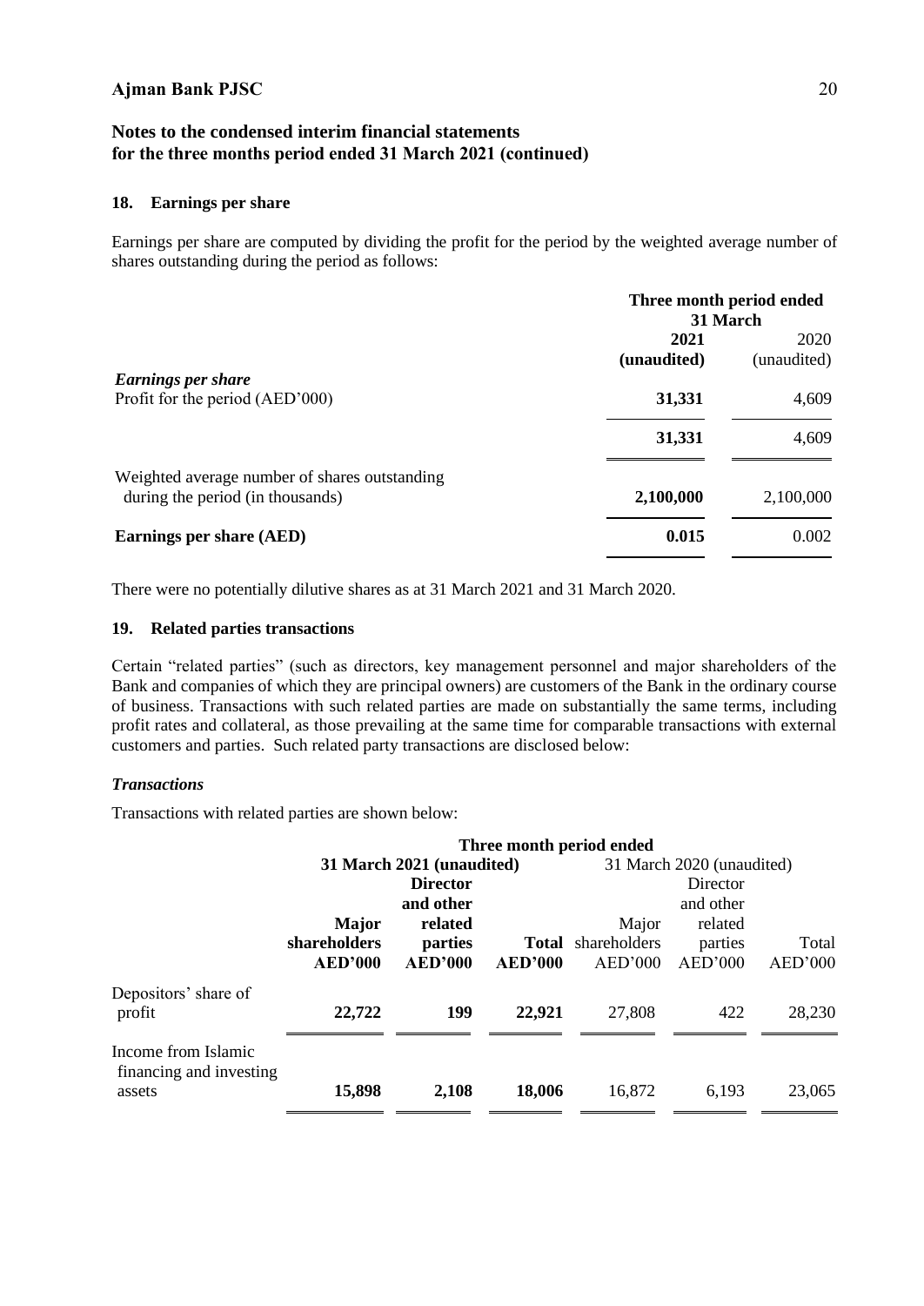# Ajman Bank PJSC

## Notes to the condensed interim financial statements for the three months period ended 31 March 2021 (continued)

### 18. Earnings per share

Earnings per share are computed by dividing the profit for the period by the weighted average number of shares outstanding during the period as follows:

| | Three month period ended 31 March | |
|---|---|---|
| | **2021 (unaudited)** | 2020 (unaudited) |
| ***Earnings per share*** | | |
| Profit for the period (AED'000) | **31,331** | 4,609 |
| | **31,331** | 4,609 |
| Weighted average number of shares outstanding during the period (in thousands) | **2,100,000** | 2,100,000 |
| **Earnings per share (AED)** | **0.015** | 0.002 |

There were no potentially dilutive shares as at 31 March 2021 and 31 March 2020.

### 19. Related parties transactions

Certain "related parties" (such as directors, key management personnel and major shareholders of the Bank and companies of which they are principal owners) are customers of the Bank in the ordinary course of business. Transactions with such related parties are made on substantially the same terms, including profit rates and collateral, as those prevailing at the same time for comparable transactions with external customers and parties. Such related party transactions are disclosed below:

#### *Transactions*

Transactions with related parties are shown below:

| | Three month period ended | | | | | |
|---|---|---|---|---|---|---|
| | **31 March 2021 (unaudited)** | | | 31 March 2020 (unaudited) | | |
| | **Major shareholders AED'000** | **Director and other related parties AED'000** | **Total AED'000** | Major shareholders AED'000 | Director and other related parties AED'000 | Total AED'000 |
| Depositors' share of profit | **22,722** | **199** | **22,921** | 27,808 | 422 | 28,230 |
| Income from Islamic financing and investing assets | **15,898** | **2,108** | **18,006** | 16,872 | 6,193 | 23,065 |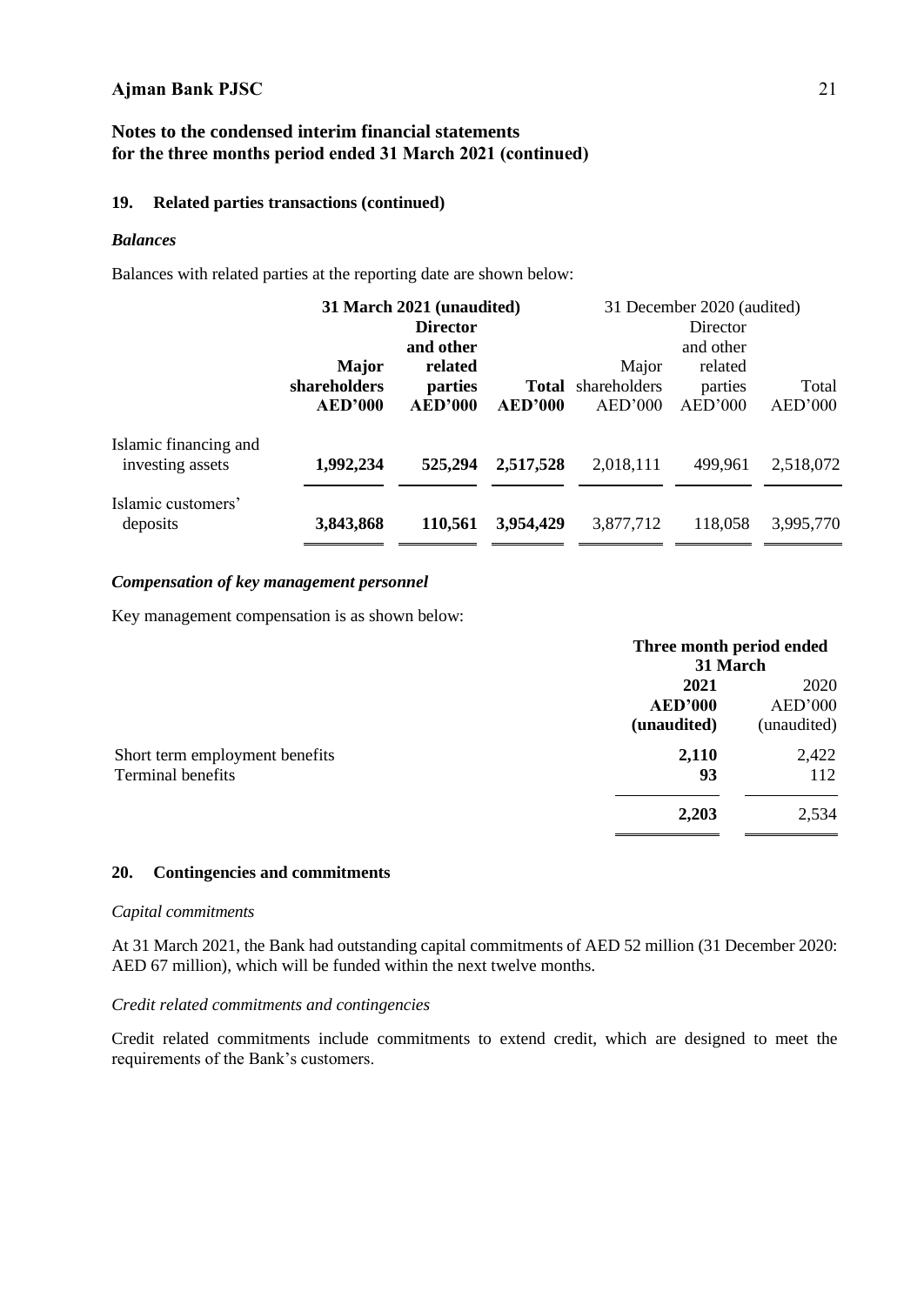## 19. Related parties transactions (continued)

### *Balances*

Balances with related parties at the reporting date are shown below:

| | **31 March 2021 (unaudited)** | | | 31 December 2020 (audited) | | |
|---|---|---|---|---|---|---|
| | **Major shareholders AED'000** | **Director and other related parties AED'000** | **Total AED'000** | Major shareholders AED'000 | Director and other related parties AED'000 | Total AED'000 |
| Islamic financing and investing assets | **1,992,234** | **525,294** | **2,517,528** | 2,018,111 | 499,961 | 2,518,072 |
| Islamic customers' deposits | **3,843,868** | **110,561** | **3,954,429** | 3,877,712 | 118,058 | 3,995,770 |

### *Compensation of key management personnel*

Key management compensation is as shown below:

| | **Three month period ended 31 March** | |
|---|---|---|
| | **2021 AED'000 (unaudited)** | 2020 AED'000 (unaudited) |
| Short term employment benefits | **2,110** | 2,422 |
| Terminal benefits | **93** | 112 |
| | **2,203** | 2,534 |

## 20. Contingencies and commitments

*Capital commitments*

At 31 March 2021, the Bank had outstanding capital commitments of AED 52 million (31 December 2020: AED 67 million), which will be funded within the next twelve months.

*Credit related commitments and contingencies*

Credit related commitments include commitments to extend credit, which are designed to meet the requirements of the Bank's customers.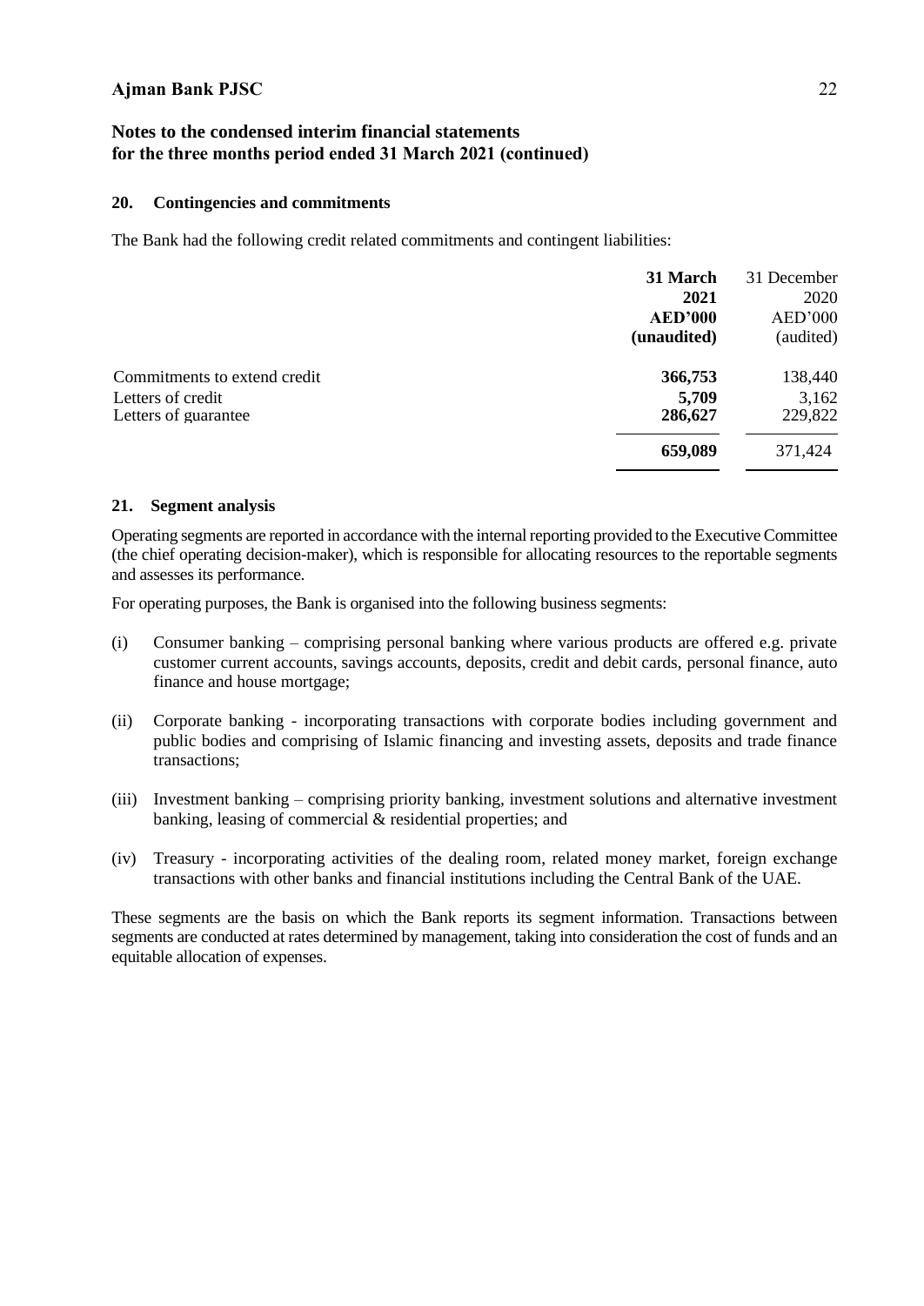**Ajman Bank PJSC**

**Notes to the condensed interim financial statements for the three months period ended 31 March 2021 (continued)**

## 20. Contingencies and commitments

The Bank had the following credit related commitments and contingent liabilities:

| | **31 March 2021 AED'000 (unaudited)** | 31 December 2020 AED'000 (audited) |
|---|---|---|
| Commitments to extend credit | **366,753** | 138,440 |
| Letters of credit | **5,709** | 3,162 |
| Letters of guarantee | **286,627** | 229,822 |
| | **659,089** | 371,424 |

## 21. Segment analysis

Operating segments are reported in accordance with the internal reporting provided to the Executive Committee (the chief operating decision-maker), which is responsible for allocating resources to the reportable segments and assesses its performance.

For operating purposes, the Bank is organised into the following business segments:

(i) Consumer banking – comprising personal banking where various products are offered e.g. private customer current accounts, savings accounts, deposits, credit and debit cards, personal finance, auto finance and house mortgage;

(ii) Corporate banking - incorporating transactions with corporate bodies including government and public bodies and comprising of Islamic financing and investing assets, deposits and trade finance transactions;

(iii) Investment banking – comprising priority banking, investment solutions and alternative investment banking, leasing of commercial & residential properties; and

(iv) Treasury - incorporating activities of the dealing room, related money market, foreign exchange transactions with other banks and financial institutions including the Central Bank of the UAE.

These segments are the basis on which the Bank reports its segment information. Transactions between segments are conducted at rates determined by management, taking into consideration the cost of funds and an equitable allocation of expenses.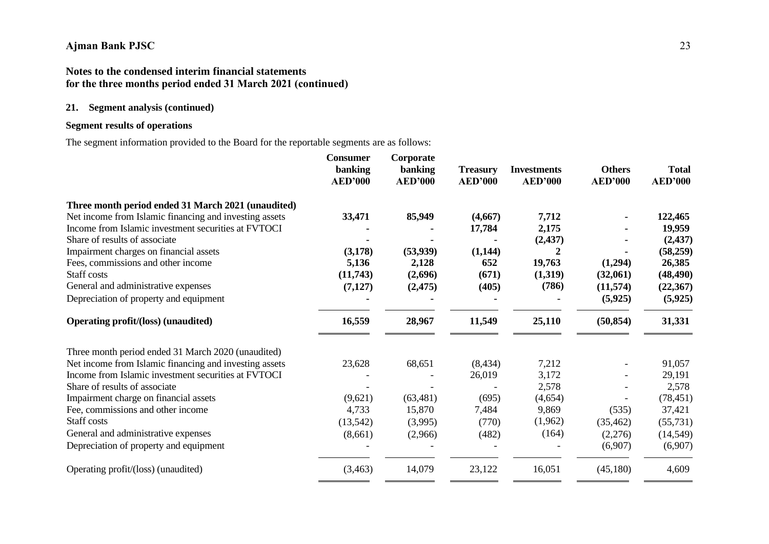**Notes to the condensed interim financial statements for the three months period ended 31 March 2021 (continued)**

## 21. Segment analysis (continued)

### Segment results of operations

The segment information provided to the Board for the reportable segments are as follows:

| | Consumer banking AED'000 | Corporate banking AED'000 | Treasury AED'000 | Investments AED'000 | Others AED'000 | Total AED'000 |
|---|---|---|---|---|---|---|
| **Three month period ended 31 March 2021 (unaudited)** | | | | | | |
| Net income from Islamic financing and investing assets | **33,471** | **85,949** | **(4,667)** | **7,712** | **-** | **122,465** |
| Income from Islamic investment securities at FVTOCI | **-** | **-** | **17,784** | **2,175** | **-** | **19,959** |
| Share of results of associate | **-** | **-** | **-** | **(2,437)** | **-** | **(2,437)** |
| Impairment charges on financial assets | **(3,178)** | **(53,939)** | **(1,144)** | **2** | **-** | **(58,259)** |
| Fees, commissions and other income | **5,136** | **2,128** | **652** | **19,763** | **(1,294)** | **26,385** |
| Staff costs | **(11,743)** | **(2,696)** | **(671)** | **(1,319)** | **(32,061)** | **(48,490)** |
| General and administrative expenses | **(7,127)** | **(2,475)** | **(405)** | **(786)** | **(11,574)** | **(22,367)** |
| Depreciation of property and equipment | **-** | **-** | **-** | **-** | **(5,925)** | **(5,925)** |
| **Operating profit/(loss) (unaudited)** | **16,559** | **28,967** | **11,549** | **25,110** | **(50,854)** | **31,331** |
| Three month period ended 31 March 2020 (unaudited) | | | | | | |
| Net income from Islamic financing and investing assets | 23,628 | 68,651 | (8,434) | 7,212 | - | 91,057 |
| Income from Islamic investment securities at FVTOCI | - | - | 26,019 | 3,172 | - | 29,191 |
| Share of results of associate | - | - | - | 2,578 | - | 2,578 |
| Impairment charge on financial assets | (9,621) | (63,481) | (695) | (4,654) | - | (78,451) |
| Fee, commissions and other income | 4,733 | 15,870 | 7,484 | 9,869 | (535) | 37,421 |
| Staff costs | (13,542) | (3,995) | (770) | (1,962) | (35,462) | (55,731) |
| General and administrative expenses | (8,661) | (2,966) | (482) | (164) | (2,276) | (14,549) |
| Depreciation of property and equipment | - | - | - | - | (6,907) | (6,907) |
| Operating profit/(loss) (unaudited) | (3,463) | 14,079 | 23,122 | 16,051 | (45,180) | 4,609 |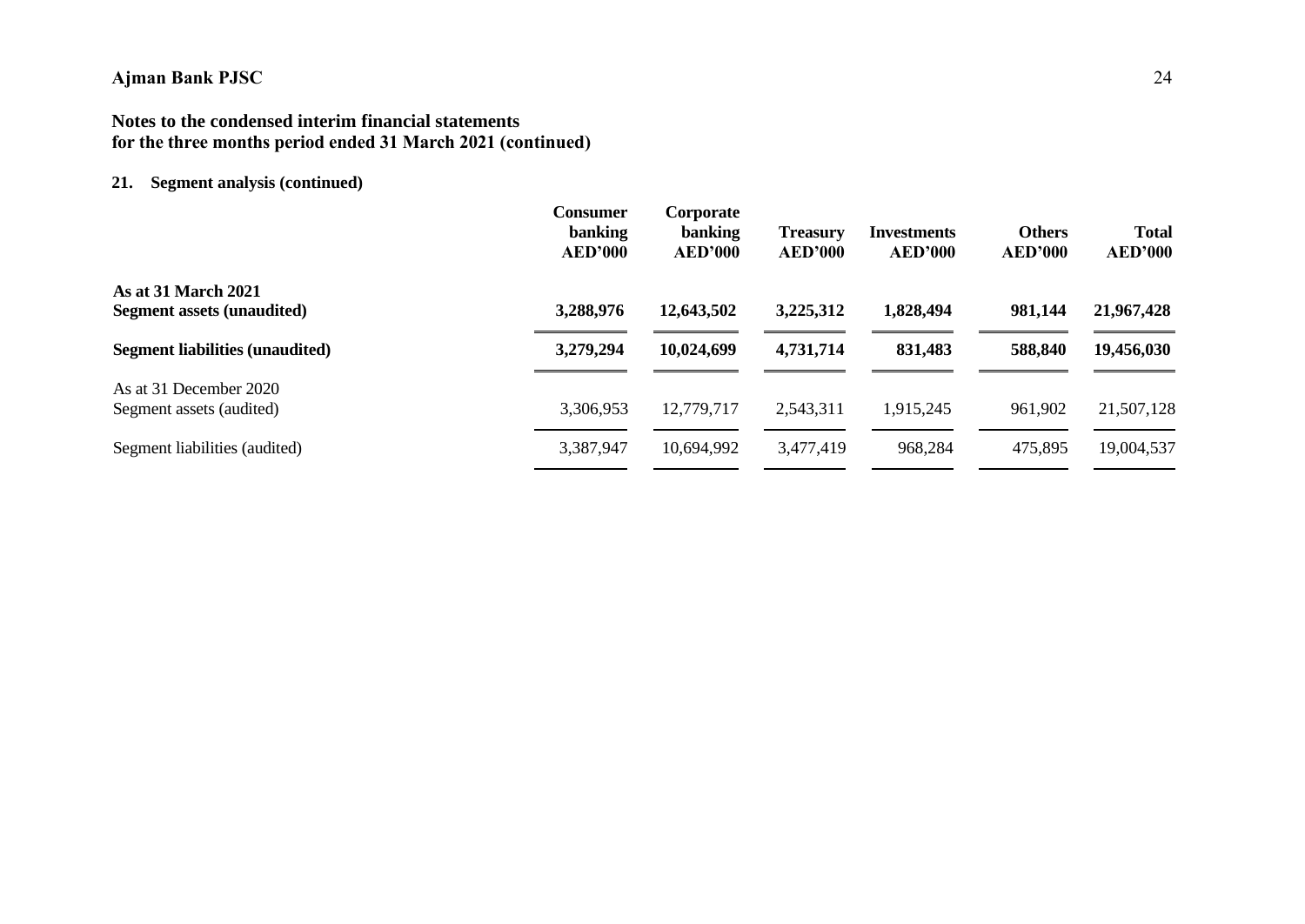## 21. Segment analysis (continued)

| | Consumer banking AED'000 | Corporate banking AED'000 | Treasury AED'000 | Investments AED'000 | Others AED'000 | Total AED'000 |
|---|---|---|---|---|---|---|
| **As at 31 March 2021** | | | | | | |
| **Segment assets (unaudited)** | **3,288,976** | **12,643,502** | **3,225,312** | **1,828,494** | **981,144** | **21,967,428** |
| **Segment liabilities (unaudited)** | **3,279,294** | **10,024,699** | **4,731,714** | **831,483** | **588,840** | **19,456,030** |
| As at 31 December 2020 | | | | | | |
| Segment assets (audited) | 3,306,953 | 12,779,717 | 2,543,311 | 1,915,245 | 961,902 | 21,507,128 |
| Segment liabilities (audited) | 3,387,947 | 10,694,992 | 3,477,419 | 968,284 | 475,895 | 19,004,537 |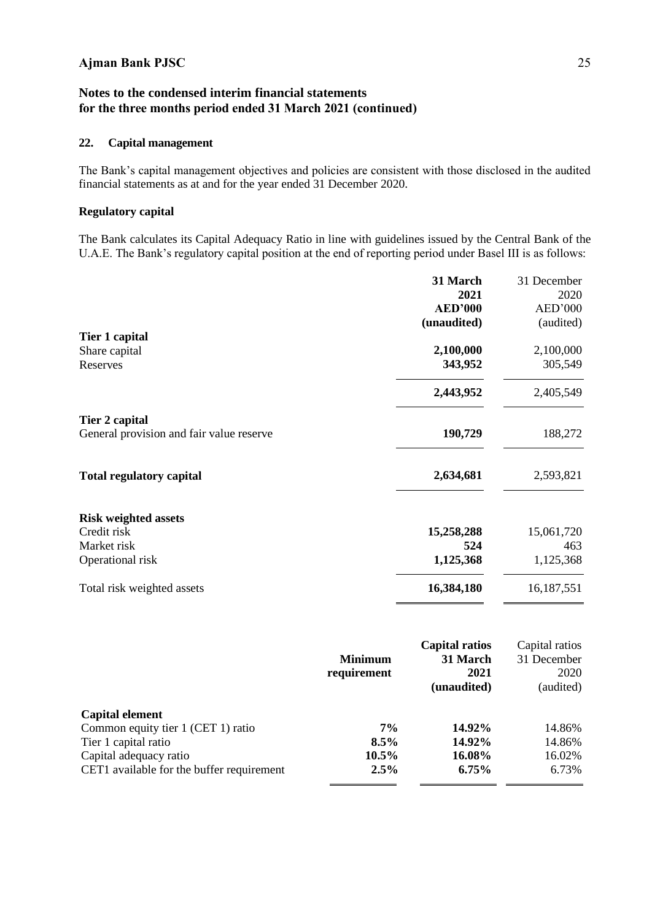## Notes to the condensed interim financial statements for the three months period ended 31 March 2021 (continued)

### 22. Capital management

The Bank's capital management objectives and policies are consistent with those disclosed in the audited financial statements as at and for the year ended 31 December 2020.

#### Regulatory capital

The Bank calculates its Capital Adequacy Ratio in line with guidelines issued by the Central Bank of the U.A.E. The Bank's regulatory capital position at the end of reporting period under Basel III is as follows:

| | 31 March 2021 AED'000 (unaudited) | 31 December 2020 AED'000 (audited) |
|---|---|---|
| **Tier 1 capital** | | |
| Share capital | **2,100,000** | 2,100,000 |
| Reserves | **343,952** | 305,549 |
| | **2,443,952** | 2,405,549 |
| **Tier 2 capital** | | |
| General provision and fair value reserve | **190,729** | 188,272 |
| **Total regulatory capital** | **2,634,681** | 2,593,821 |
| **Risk weighted assets** | | |
| Credit risk | **15,258,288** | 15,061,720 |
| Market risk | **524** | 463 |
| Operational risk | **1,125,368** | 1,125,368 |
| Total risk weighted assets | **16,384,180** | 16,187,551 |

| | Minimum requirement | Capital ratios 31 March 2021 (unaudited) | Capital ratios 31 December 2020 (audited) |
|---|---|---|---|
| **Capital element** | | | |
| Common equity tier 1 (CET 1) ratio | **7%** | **14.92%** | 14.86% |
| Tier 1 capital ratio | **8.5%** | **14.92%** | 14.86% |
| Capital adequacy ratio | **10.5%** | **16.08%** | 16.02% |
| CET1 available for the buffer requirement | **2.5%** | **6.75%** | 6.73% |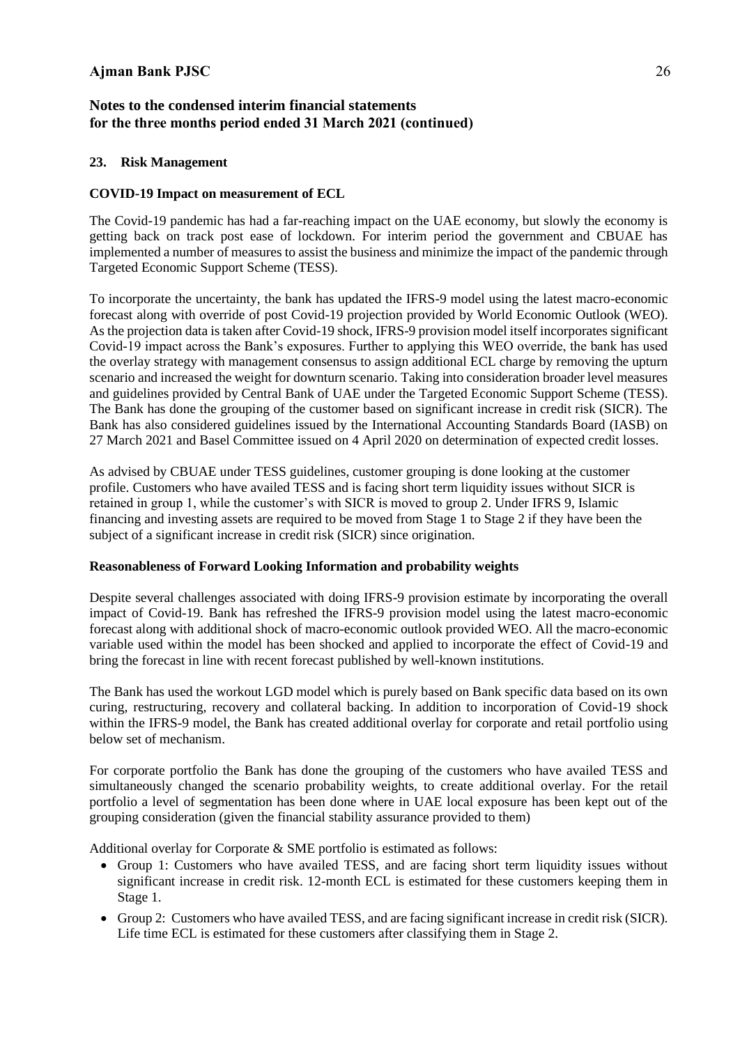## 23. Risk Management

### COVID-19 Impact on measurement of ECL

The Covid-19 pandemic has had a far-reaching impact on the UAE economy, but slowly the economy is getting back on track post ease of lockdown. For interim period the government and CBUAE has implemented a number of measures to assist the business and minimize the impact of the pandemic through Targeted Economic Support Scheme (TESS).

To incorporate the uncertainty, the bank has updated the IFRS-9 model using the latest macro-economic forecast along with override of post Covid-19 projection provided by World Economic Outlook (WEO). As the projection data is taken after Covid-19 shock, IFRS-9 provision model itself incorporates significant Covid-19 impact across the Bank's exposures. Further to applying this WEO override, the bank has used the overlay strategy with management consensus to assign additional ECL charge by removing the upturn scenario and increased the weight for downturn scenario. Taking into consideration broader level measures and guidelines provided by Central Bank of UAE under the Targeted Economic Support Scheme (TESS). The Bank has done the grouping of the customer based on significant increase in credit risk (SICR). The Bank has also considered guidelines issued by the International Accounting Standards Board (IASB) on 27 March 2021 and Basel Committee issued on 4 April 2020 on determination of expected credit losses.

As advised by CBUAE under TESS guidelines, customer grouping is done looking at the customer profile. Customers who have availed TESS and is facing short term liquidity issues without SICR is retained in group 1, while the customer's with SICR is moved to group 2. Under IFRS 9, Islamic financing and investing assets are required to be moved from Stage 1 to Stage 2 if they have been the subject of a significant increase in credit risk (SICR) since origination.

### Reasonableness of Forward Looking Information and probability weights

Despite several challenges associated with doing IFRS-9 provision estimate by incorporating the overall impact of Covid-19. Bank has refreshed the IFRS-9 provision model using the latest macro-economic forecast along with additional shock of macro-economic outlook provided WEO. All the macro-economic variable used within the model has been shocked and applied to incorporate the effect of Covid-19 and bring the forecast in line with recent forecast published by well-known institutions.

The Bank has used the workout LGD model which is purely based on Bank specific data based on its own curing, restructuring, recovery and collateral backing. In addition to incorporation of Covid-19 shock within the IFRS-9 model, the Bank has created additional overlay for corporate and retail portfolio using below set of mechanism.

For corporate portfolio the Bank has done the grouping of the customers who have availed TESS and simultaneously changed the scenario probability weights, to create additional overlay. For the retail portfolio a level of segmentation has been done where in UAE local exposure has been kept out of the grouping consideration (given the financial stability assurance provided to them)

Additional overlay for Corporate & SME portfolio is estimated as follows:

- Group 1: Customers who have availed TESS, and are facing short term liquidity issues without significant increase in credit risk. 12-month ECL is estimated for these customers keeping them in Stage 1.
- Group 2: Customers who have availed TESS, and are facing significant increase in credit risk (SICR). Life time ECL is estimated for these customers after classifying them in Stage 2.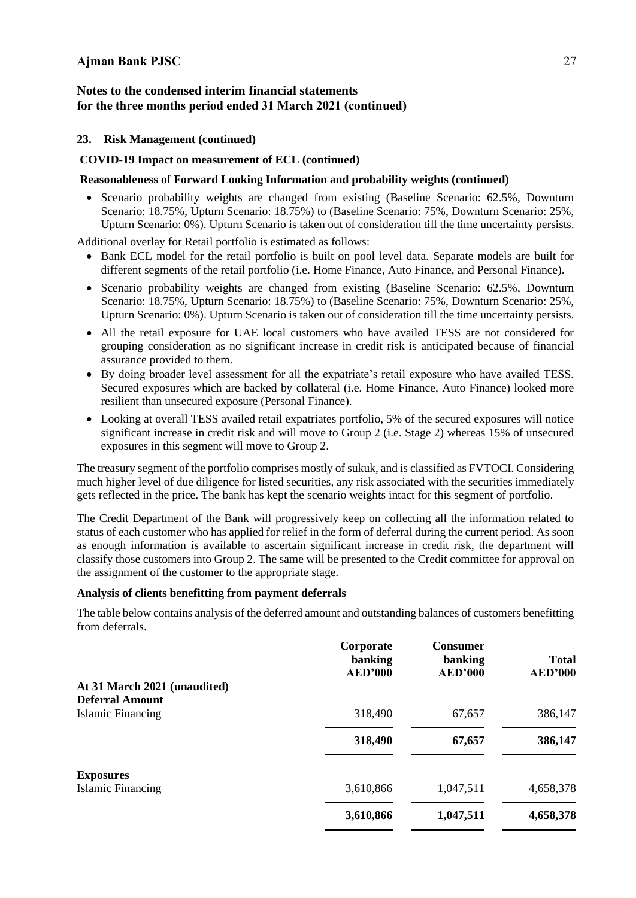## Notes to the condensed interim financial statements for the three months period ended 31 March 2021 (continued)

### 23. Risk Management (continued)

#### COVID-19 Impact on measurement of ECL (continued)

#### Reasonableness of Forward Looking Information and probability weights (continued)

- Scenario probability weights are changed from existing (Baseline Scenario: 62.5%, Downturn Scenario: 18.75%, Upturn Scenario: 18.75%) to (Baseline Scenario: 75%, Downturn Scenario: 25%, Upturn Scenario: 0%). Upturn Scenario is taken out of consideration till the time uncertainty persists.

Additional overlay for Retail portfolio is estimated as follows:

- Bank ECL model for the retail portfolio is built on pool level data. Separate models are built for different segments of the retail portfolio (i.e. Home Finance, Auto Finance, and Personal Finance).
- Scenario probability weights are changed from existing (Baseline Scenario: 62.5%, Downturn Scenario: 18.75%, Upturn Scenario: 18.75%) to (Baseline Scenario: 75%, Downturn Scenario: 25%, Upturn Scenario: 0%). Upturn Scenario is taken out of consideration till the time uncertainty persists.
- All the retail exposure for UAE local customers who have availed TESS are not considered for grouping consideration as no significant increase in credit risk is anticipated because of financial assurance provided to them.
- By doing broader level assessment for all the expatriate's retail exposure who have availed TESS. Secured exposures which are backed by collateral (i.e. Home Finance, Auto Finance) looked more resilient than unsecured exposure (Personal Finance).
- Looking at overall TESS availed retail expatriates portfolio, 5% of the secured exposures will notice significant increase in credit risk and will move to Group 2 (i.e. Stage 2) whereas 15% of unsecured exposures in this segment will move to Group 2.

The treasury segment of the portfolio comprises mostly of sukuk, and is classified as FVTOCI. Considering much higher level of due diligence for listed securities, any risk associated with the securities immediately gets reflected in the price. The bank has kept the scenario weights intact for this segment of portfolio.

The Credit Department of the Bank will progressively keep on collecting all the information related to status of each customer who has applied for relief in the form of deferral during the current period. As soon as enough information is available to ascertain significant increase in credit risk, the department will classify those customers into Group 2. The same will be presented to the Credit committee for approval on the assignment of the customer to the appropriate stage.

#### Analysis of clients benefitting from payment deferrals

The table below contains analysis of the deferred amount and outstanding balances of customers benefitting from deferrals.

| | Corporate banking AED'000 | Consumer banking AED'000 | Total AED'000 |
|---|---|---|---|
| **At 31 March 2021 (unaudited)** | | | |
| **Deferral Amount** | | | |
| Islamic Financing | 318,490 | 67,657 | 386,147 |
| | **318,490** | **67,657** | **386,147** |
| **Exposures** | | | |
| Islamic Financing | 3,610,866 | 1,047,511 | 4,658,378 |
| | **3,610,866** | **1,047,511** | **4,658,378** |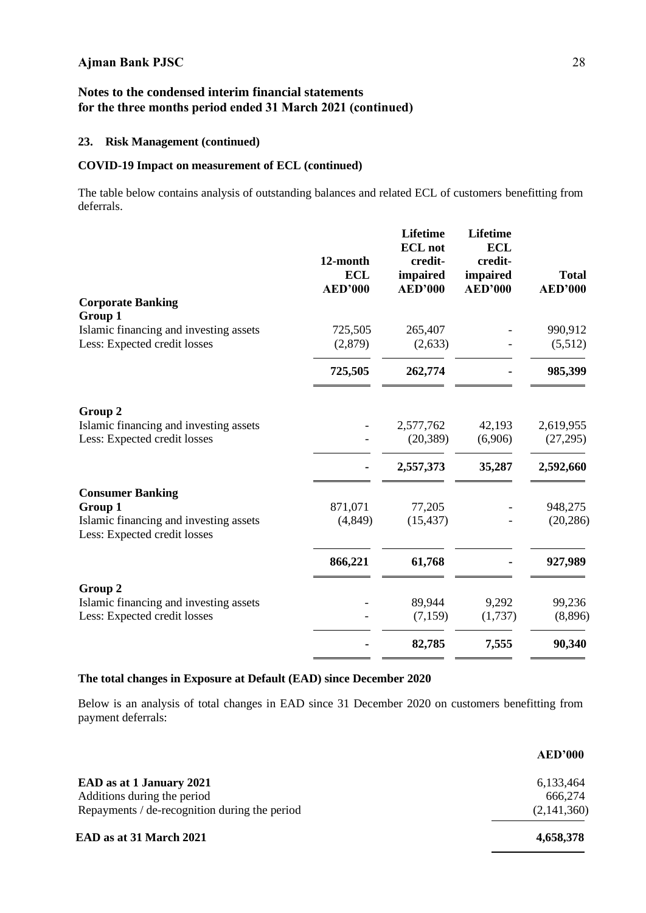## 23. Risk Management (continued)

### COVID-19 Impact on measurement of ECL (continued)

The table below contains analysis of outstanding balances and related ECL of customers benefitting from deferrals.

| | 12-month ECL AED'000 | Lifetime ECL not credit-impaired AED'000 | Lifetime ECL credit-impaired AED'000 | Total AED'000 |
|---|---|---|---|---|
| **Corporate Banking** | | | | |
| **Group 1** | | | | |
| Islamic financing and investing assets | 725,505 | 265,407 | - | 990,912 |
| Less: Expected credit losses | (2,879) | (2,633) | - | (5,512) |
| | **725,505** | **262,774** | **-** | **985,399** |
| **Group 2** | | | | |
| Islamic financing and investing assets | - | 2,577,762 | 42,193 | 2,619,955 |
| Less: Expected credit losses | - | (20,389) | (6,906) | (27,295) |
| | **-** | **2,557,373** | **35,287** | **2,592,660** |
| **Consumer Banking** | | | | |
| **Group 1** | 871,071 | 77,205 | - | 948,275 |
| Islamic financing and investing assets | (4,849) | (15,437) | - | (20,286) |
| Less: Expected credit losses | | | | |
| | **866,221** | **61,768** | **-** | **927,989** |
| **Group 2** | | | | |
| Islamic financing and investing assets | - | 89,944 | 9,292 | 99,236 |
| Less: Expected credit losses | - | (7,159) | (1,737) | (8,896) |
| | **-** | **82,785** | **7,555** | **90,340** |

### The total changes in Exposure at Default (EAD) since December 2020

Below is an analysis of total changes in EAD since 31 December 2020 on customers benefitting from payment deferrals:

| | AED'000 |
|---|---|
| **EAD as at 1 January 2021** | 6,133,464 |
| Additions during the period | 666,274 |
| Repayments / de-recognition during the period | (2,141,360) |
| **EAD as at 31 March 2021** | **4,658,378** |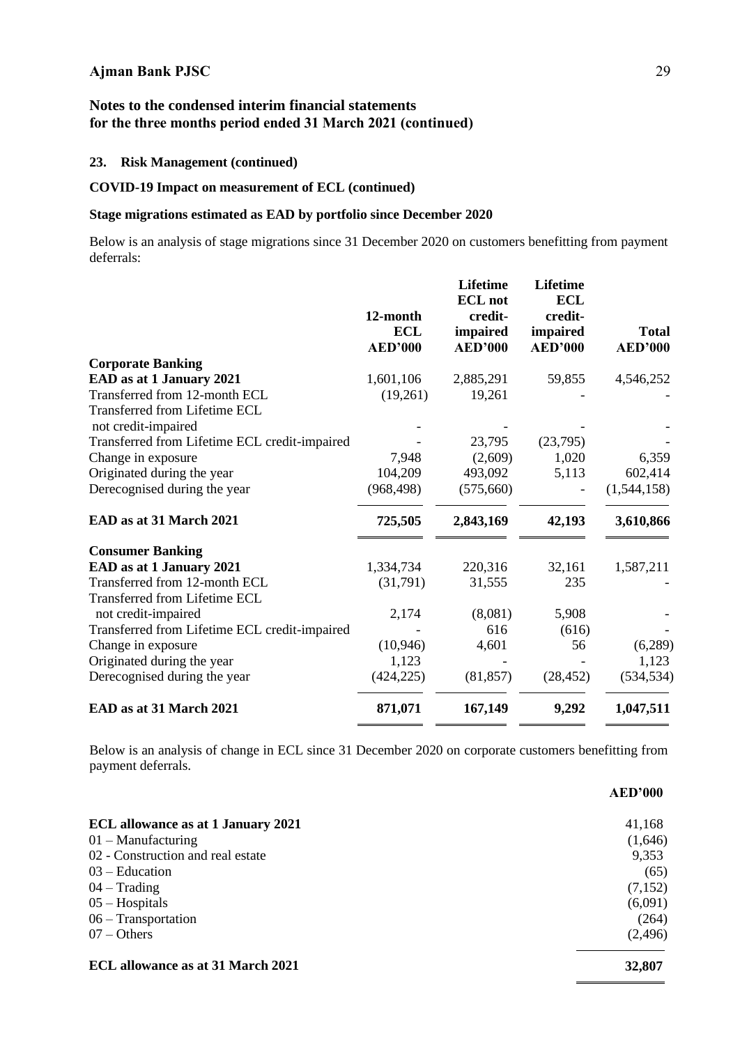## Notes to the condensed interim financial statements for the three months period ended 31 March 2021 (continued)

### 23. Risk Management (continued)

**COVID-19 Impact on measurement of ECL (continued)**

**Stage migrations estimated as EAD by portfolio since December 2020**

Below is an analysis of stage migrations since 31 December 2020 on customers benefitting from payment deferrals:

| | 12-month ECL AED'000 | Lifetime ECL not credit-impaired AED'000 | Lifetime ECL credit-impaired AED'000 | Total AED'000 |
|---|---|---|---|---|
| **Corporate Banking** | | | | |
| **EAD as at 1 January 2021** | 1,601,106 | 2,885,291 | 59,855 | 4,546,252 |
| Transferred from 12-month ECL | (19,261) | 19,261 | - | - |
| Transferred from Lifetime ECL not credit-impaired | - | - | - | - |
| Transferred from Lifetime ECL credit-impaired | - | 23,795 | (23,795) | - |
| Change in exposure | 7,948 | (2,609) | 1,020 | 6,359 |
| Originated during the year | 104,209 | 493,092 | 5,113 | 602,414 |
| Derecognised during the year | (968,498) | (575,660) | - | (1,544,158) |
| **EAD as at 31 March 2021** | **725,505** | **2,843,169** | **42,193** | **3,610,866** |
| **Consumer Banking** | | | | |
| **EAD as at 1 January 2021** | 1,334,734 | 220,316 | 32,161 | 1,587,211 |
| Transferred from 12-month ECL | (31,791) | 31,555 | 235 | - |
| Transferred from Lifetime ECL not credit-impaired | 2,174 | (8,081) | 5,908 | - |
| Transferred from Lifetime ECL credit-impaired | - | 616 | (616) | - |
| Change in exposure | (10,946) | 4,601 | 56 | (6,289) |
| Originated during the year | 1,123 | - | - | 1,123 |
| Derecognised during the year | (424,225) | (81,857) | (28,452) | (534,534) |
| **EAD as at 31 March 2021** | **871,071** | **167,149** | **9,292** | **1,047,511** |

Below is an analysis of change in ECL since 31 December 2020 on corporate customers benefitting from payment deferrals.

| | AED'000 |
|---|---|
| **ECL allowance as at 1 January 2021** | 41,168 |
| 01 – Manufacturing | (1,646) |
| 02 - Construction and real estate | 9,353 |
| 03 – Education | (65) |
| 04 – Trading | (7,152) |
| 05 – Hospitals | (6,091) |
| 06 – Transportation | (264) |
| 07 – Others | (2,496) |
| **ECL allowance as at 31 March 2021** | **32,807** |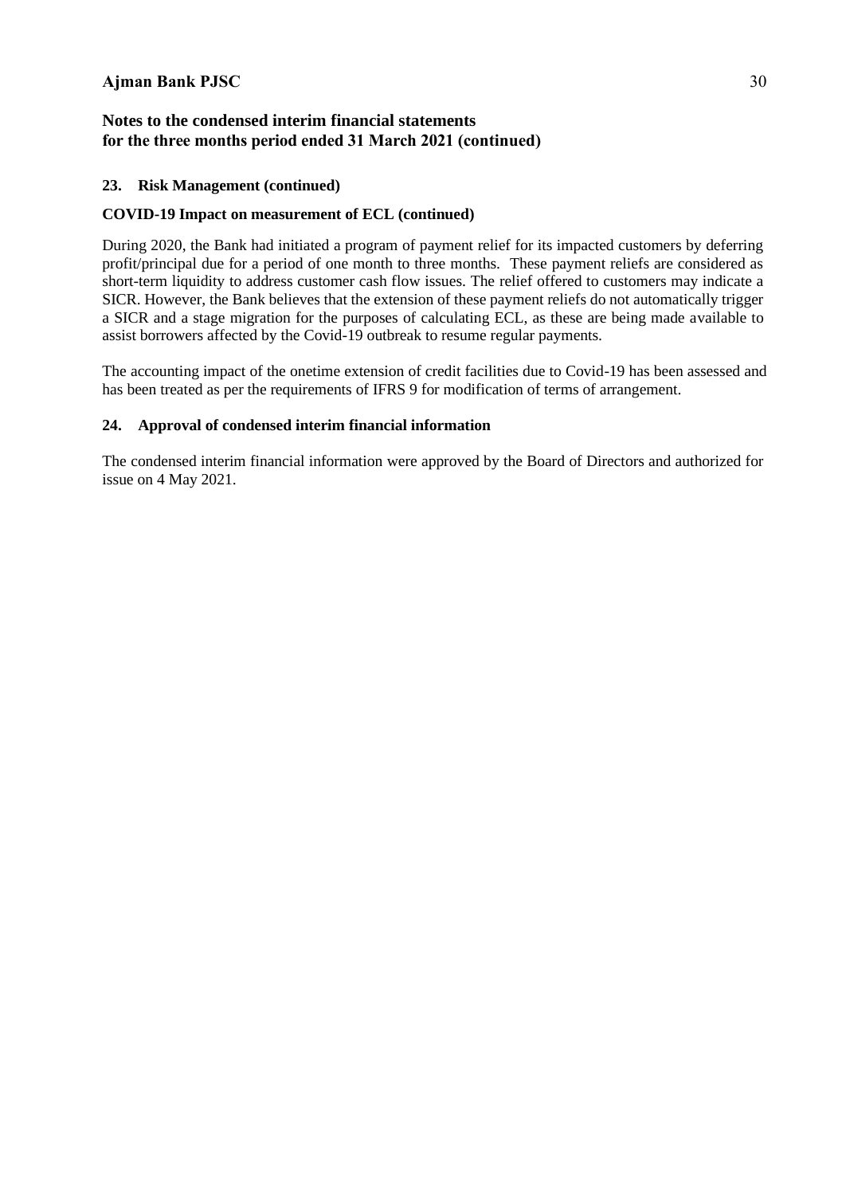## 23. Risk Management (continued)

**COVID-19 Impact on measurement of ECL (continued)**

During 2020, the Bank had initiated a program of payment relief for its impacted customers by deferring profit/principal due for a period of one month to three months. These payment reliefs are considered as short-term liquidity to address customer cash flow issues. The relief offered to customers may indicate a SICR. However, the Bank believes that the extension of these payment reliefs do not automatically trigger a SICR and a stage migration for the purposes of calculating ECL, as these are being made available to assist borrowers affected by the Covid-19 outbreak to resume regular payments.

The accounting impact of the onetime extension of credit facilities due to Covid-19 has been assessed and has been treated as per the requirements of IFRS 9 for modification of terms of arrangement.

## 24. Approval of condensed interim financial information

The condensed interim financial information were approved by the Board of Directors and authorized for issue on 4 May 2021.